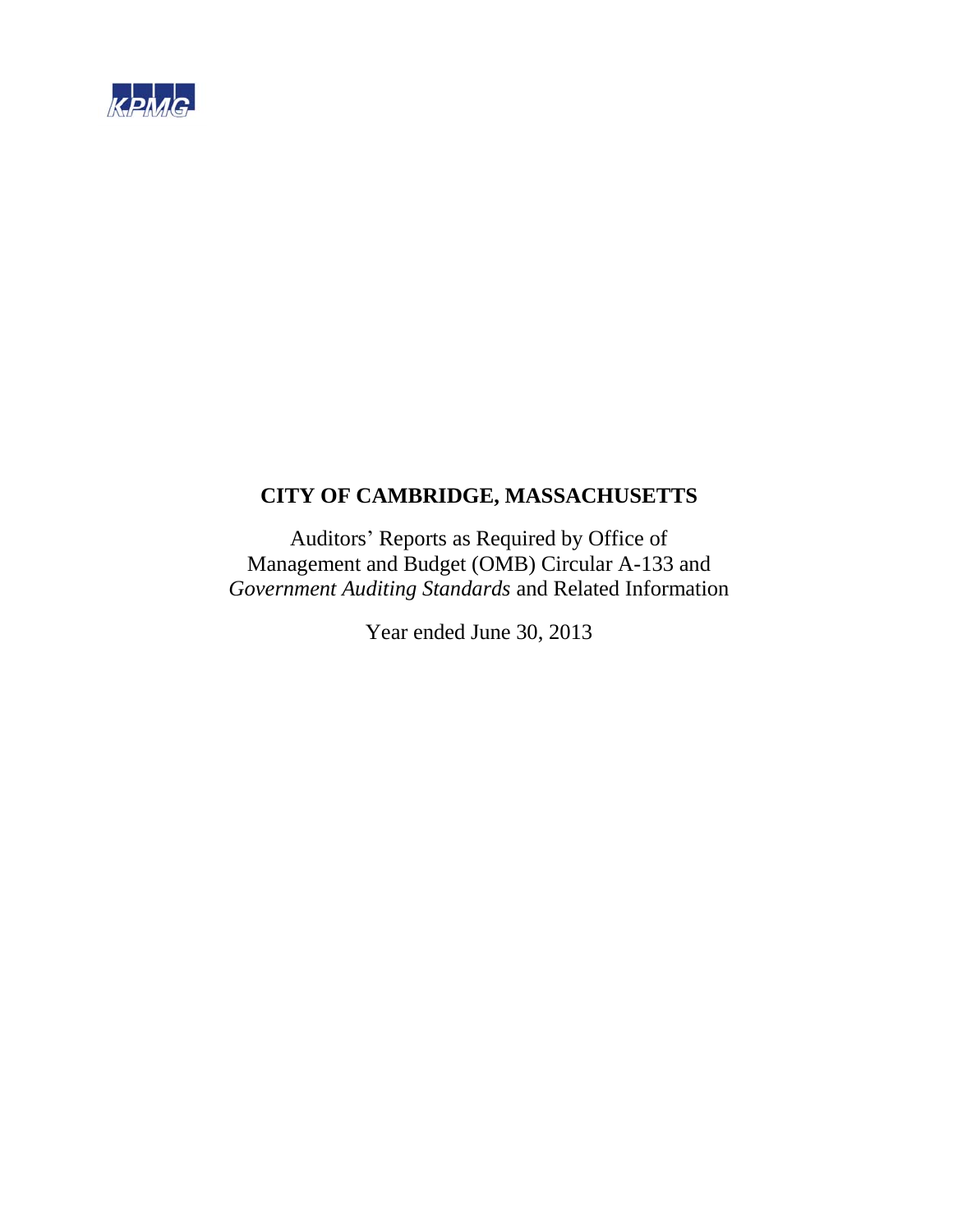KPMG

# CITY OF CAMBRIDGE, MASSACHUSETTS

Auditors' Reports as Required by Office of Management and Budget (OMB) Circular A-133 and *Government Auditing Standards* and Related Information

Year ended June 30, 2013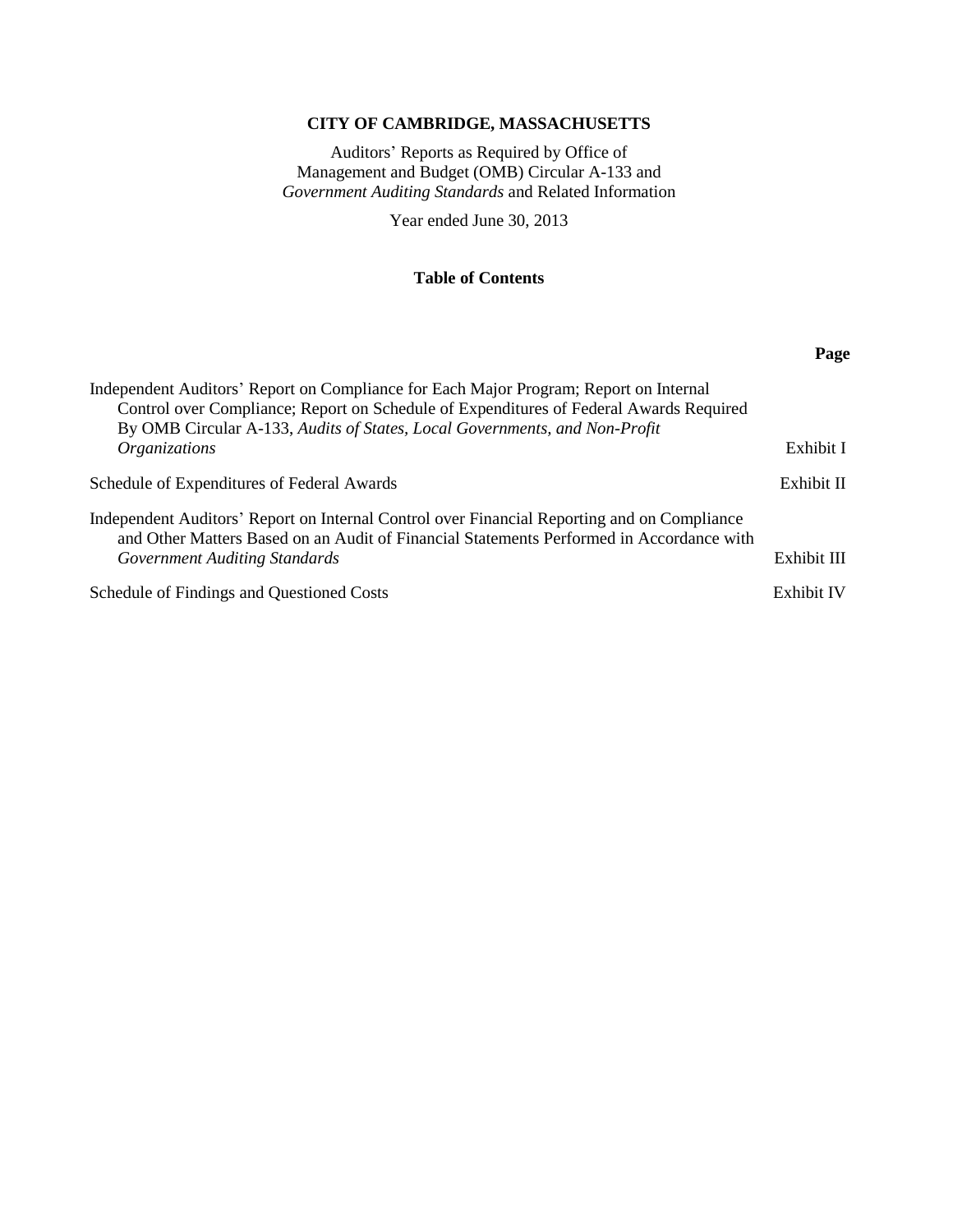**CITY OF CAMBRIDGE, MASSACHUSETTS**

Auditors' Reports as Required by Office of
Management and Budget (OMB) Circular A-133 and
*Government Auditing Standards* and Related Information

Year ended June 30, 2013

**Table of Contents**

| | **Page** |
|---|---|
| Independent Auditors' Report on Compliance for Each Major Program; Report on Internal Control over Compliance; Report on Schedule of Expenditures of Federal Awards Required By OMB Circular A-133, *Audits of States, Local Governments, and Non-Profit Organizations* | Exhibit I |
| Schedule of Expenditures of Federal Awards | Exhibit II |
| Independent Auditors' Report on Internal Control over Financial Reporting and on Compliance and Other Matters Based on an Audit of Financial Statements Performed in Accordance with *Government Auditing Standards* | Exhibit III |
| Schedule of Findings and Questioned Costs | Exhibit IV |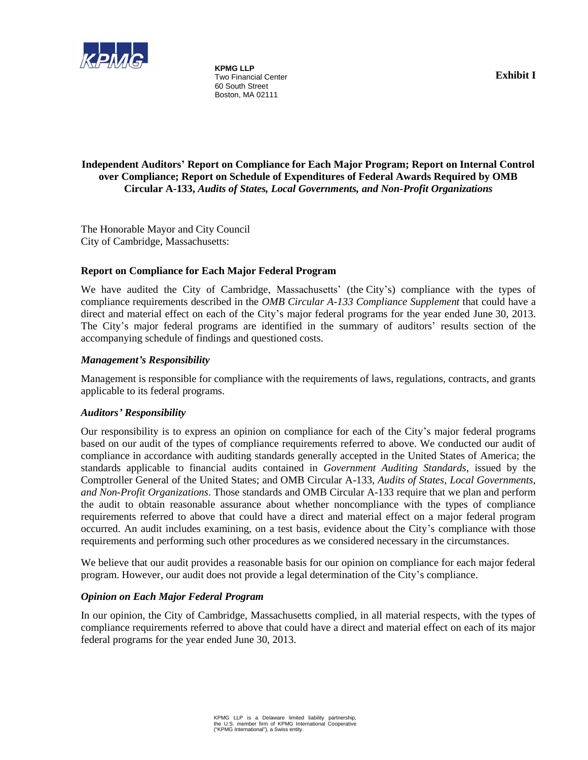**KPMG LLP**
Two Financial Center
60 South Street
Boston, MA 02111

**Exhibit I**

# Independent Auditors' Report on Compliance for Each Major Program; Report on Internal Control over Compliance; Report on Schedule of Expenditures of Federal Awards Required by OMB Circular A-133, *Audits of States, Local Governments, and Non-Profit Organizations*

The Honorable Mayor and City Council
City of Cambridge, Massachusetts:

## Report on Compliance for Each Major Federal Program

We have audited the City of Cambridge, Massachusetts' (the City's) compliance with the types of compliance requirements described in the *OMB Circular A-133 Compliance Supplement* that could have a direct and material effect on each of the City's major federal programs for the year ended June 30, 2013. The City's major federal programs are identified in the summary of auditors' results section of the accompanying schedule of findings and questioned costs.

### *Management's Responsibility*

Management is responsible for compliance with the requirements of laws, regulations, contracts, and grants applicable to its federal programs.

### *Auditors' Responsibility*

Our responsibility is to express an opinion on compliance for each of the City's major federal programs based on our audit of the types of compliance requirements referred to above. We conducted our audit of compliance in accordance with auditing standards generally accepted in the United States of America; the standards applicable to financial audits contained in *Government Auditing Standards*, issued by the Comptroller General of the United States; and OMB Circular A-133, *Audits of States, Local Governments, and Non-Profit Organizations*. Those standards and OMB Circular A-133 require that we plan and perform the audit to obtain reasonable assurance about whether noncompliance with the types of compliance requirements referred to above that could have a direct and material effect on a major federal program occurred. An audit includes examining, on a test basis, evidence about the City's compliance with those requirements and performing such other procedures as we considered necessary in the circumstances.

We believe that our audit provides a reasonable basis for our opinion on compliance for each major federal program. However, our audit does not provide a legal determination of the City's compliance.

### *Opinion on Each Major Federal Program*

In our opinion, the City of Cambridge, Massachusetts complied, in all material respects, with the types of compliance requirements referred to above that could have a direct and material effect on each of its major federal programs for the year ended June 30, 2013.

KPMG LLP is a Delaware limited liability partnership, the U.S. member firm of KPMG International Cooperative ("KPMG International"), a Swiss entity.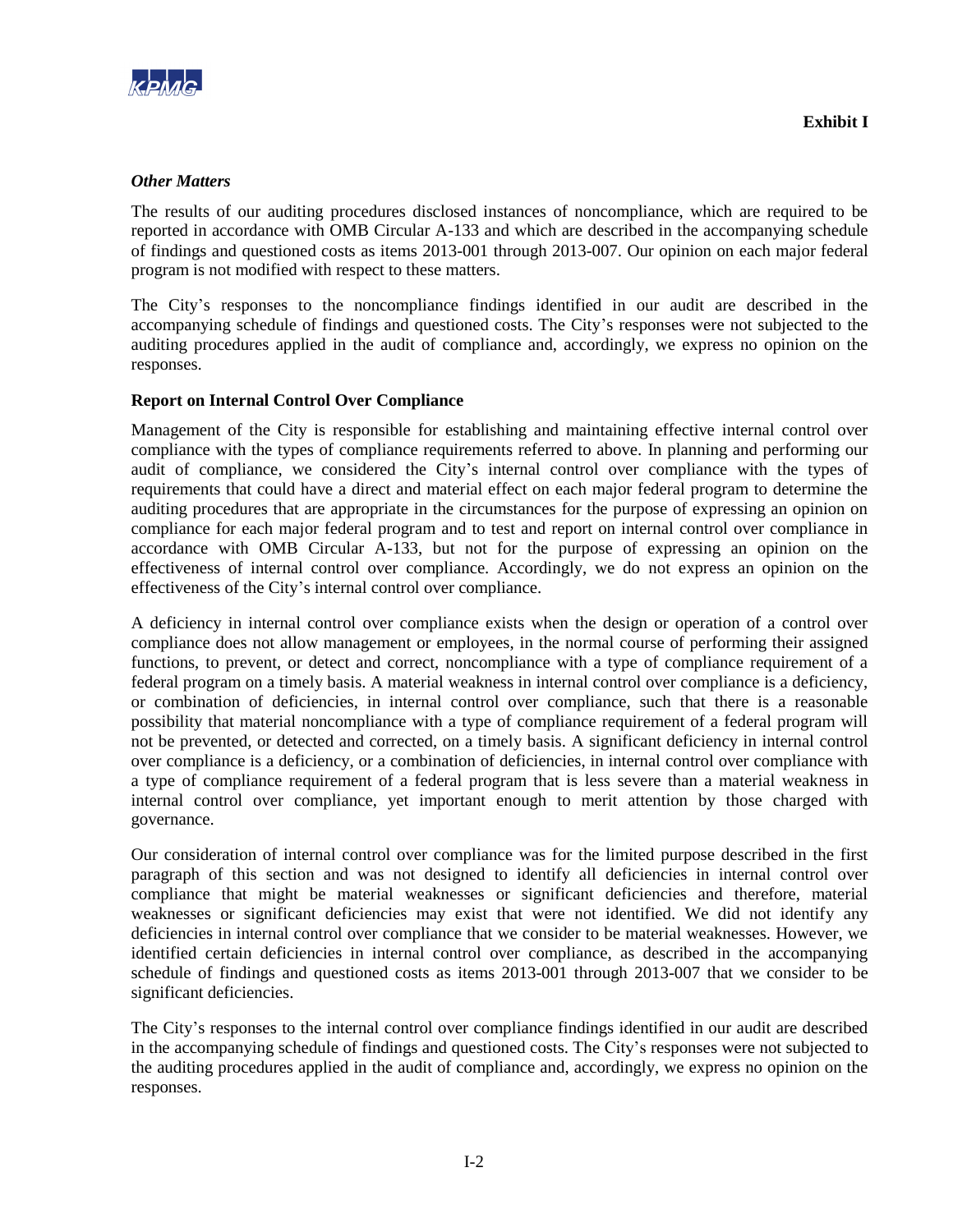**Exhibit I**

### *Other Matters*

The results of our auditing procedures disclosed instances of noncompliance, which are required to be reported in accordance with OMB Circular A-133 and which are described in the accompanying schedule of findings and questioned costs as items 2013-001 through 2013-007. Our opinion on each major federal program is not modified with respect to these matters.

The City's responses to the noncompliance findings identified in our audit are described in the accompanying schedule of findings and questioned costs. The City's responses were not subjected to the auditing procedures applied in the audit of compliance and, accordingly, we express no opinion on the responses.

## Report on Internal Control Over Compliance

Management of the City is responsible for establishing and maintaining effective internal control over compliance with the types of compliance requirements referred to above. In planning and performing our audit of compliance, we considered the City's internal control over compliance with the types of requirements that could have a direct and material effect on each major federal program to determine the auditing procedures that are appropriate in the circumstances for the purpose of expressing an opinion on compliance for each major federal program and to test and report on internal control over compliance in accordance with OMB Circular A-133, but not for the purpose of expressing an opinion on the effectiveness of internal control over compliance. Accordingly, we do not express an opinion on the effectiveness of the City's internal control over compliance.

A deficiency in internal control over compliance exists when the design or operation of a control over compliance does not allow management or employees, in the normal course of performing their assigned functions, to prevent, or detect and correct, noncompliance with a type of compliance requirement of a federal program on a timely basis. A material weakness in internal control over compliance is a deficiency, or combination of deficiencies, in internal control over compliance, such that there is a reasonable possibility that material noncompliance with a type of compliance requirement of a federal program will not be prevented, or detected and corrected, on a timely basis. A significant deficiency in internal control over compliance is a deficiency, or a combination of deficiencies, in internal control over compliance with a type of compliance requirement of a federal program that is less severe than a material weakness in internal control over compliance, yet important enough to merit attention by those charged with governance.

Our consideration of internal control over compliance was for the limited purpose described in the first paragraph of this section and was not designed to identify all deficiencies in internal control over compliance that might be material weaknesses or significant deficiencies and therefore, material weaknesses or significant deficiencies may exist that were not identified. We did not identify any deficiencies in internal control over compliance that we consider to be material weaknesses. However, we identified certain deficiencies in internal control over compliance, as described in the accompanying schedule of findings and questioned costs as items 2013-001 through 2013-007 that we consider to be significant deficiencies.

The City's responses to the internal control over compliance findings identified in our audit are described in the accompanying schedule of findings and questioned costs. The City's responses were not subjected to the auditing procedures applied in the audit of compliance and, accordingly, we express no opinion on the responses.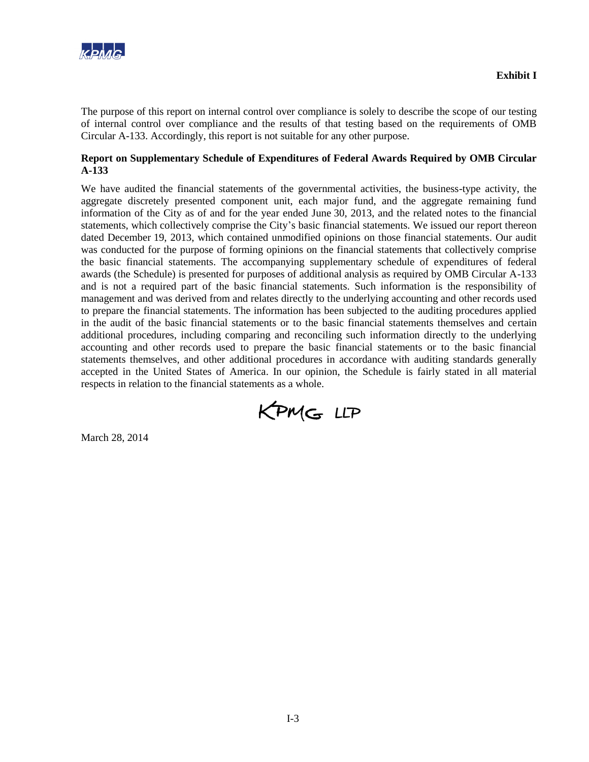**Exhibit I**

The purpose of this report on internal control over compliance is solely to describe the scope of our testing of internal control over compliance and the results of that testing based on the requirements of OMB Circular A-133. Accordingly, this report is not suitable for any other purpose.

**Report on Supplementary Schedule of Expenditures of Federal Awards Required by OMB Circular A-133**

We have audited the financial statements of the governmental activities, the business-type activity, the aggregate discretely presented component unit, each major fund, and the aggregate remaining fund information of the City as of and for the year ended June 30, 2013, and the related notes to the financial statements, which collectively comprise the City's basic financial statements. We issued our report thereon dated December 19, 2013, which contained unmodified opinions on those financial statements. Our audit was conducted for the purpose of forming opinions on the financial statements that collectively comprise the basic financial statements. The accompanying supplementary schedule of expenditures of federal awards (the Schedule) is presented for purposes of additional analysis as required by OMB Circular A-133 and is not a required part of the basic financial statements. Such information is the responsibility of management and was derived from and relates directly to the underlying accounting and other records used to prepare the financial statements. The information has been subjected to the auditing procedures applied in the audit of the basic financial statements or to the basic financial statements themselves and certain additional procedures, including comparing and reconciling such information directly to the underlying accounting and other records used to prepare the basic financial statements or to the basic financial statements themselves, and other additional procedures in accordance with auditing standards generally accepted in the United States of America. In our opinion, the Schedule is fairly stated in all material respects in relation to the financial statements as a whole.

KPMG LLP

March 28, 2014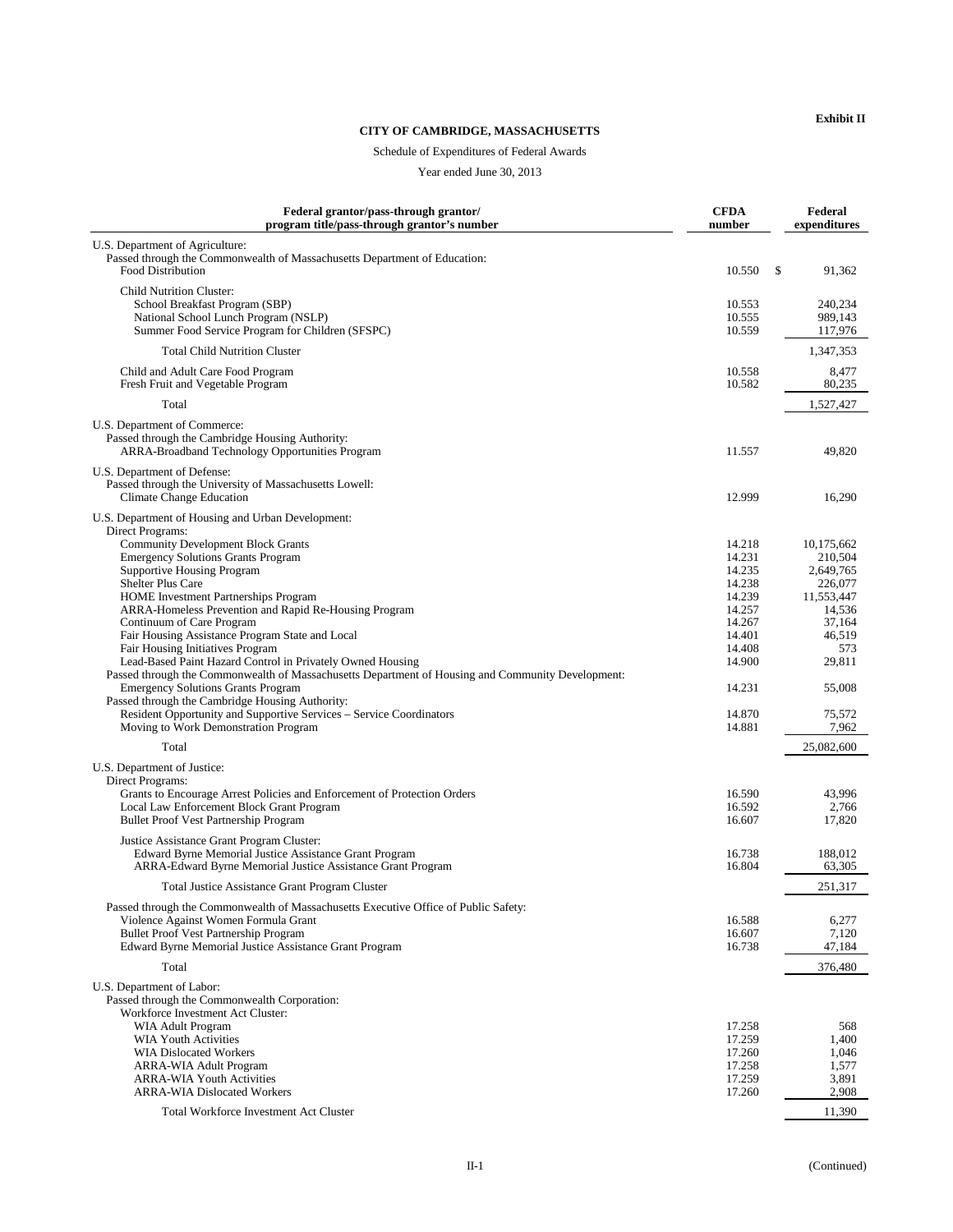**Exhibit II**

## CITY OF CAMBRIDGE, MASSACHUSETTS

Schedule of Expenditures of Federal Awards

Year ended June 30, 2013

| Federal grantor/pass-through grantor/ program title/pass-through grantor's number | CFDA number | Federal expenditures |
|---|---|---|
| U.S. Department of Agriculture: | | |
| Passed through the Commonwealth of Massachusetts Department of Education: | | |
| Food Distribution | 10.550 | $ 91,362 |
| Child Nutrition Cluster: | | |
| School Breakfast Program (SBP) | 10.553 | 240,234 |
| National School Lunch Program (NSLP) | 10.555 | 989,143 |
| Summer Food Service Program for Children (SFSPC) | 10.559 | 117,976 |
| Total Child Nutrition Cluster | | 1,347,353 |
| Child and Adult Care Food Program | 10.558 | 8,477 |
| Fresh Fruit and Vegetable Program | 10.582 | 80,235 |
| Total | | 1,527,427 |
| U.S. Department of Commerce: | | |
| Passed through the Cambridge Housing Authority: | | |
| ARRA-Broadband Technology Opportunities Program | 11.557 | 49,820 |
| U.S. Department of Defense: | | |
| Passed through the University of Massachusetts Lowell: | | |
| Climate Change Education | 12.999 | 16,290 |
| U.S. Department of Housing and Urban Development: | | |
| Direct Programs: | | |
| Community Development Block Grants | 14.218 | 10,175,662 |
| Emergency Solutions Grants Program | 14.231 | 210,504 |
| Supportive Housing Program | 14.235 | 2,649,765 |
| Shelter Plus Care | 14.238 | 226,077 |
| HOME Investment Partnerships Program | 14.239 | 11,553,447 |
| ARRA-Homeless Prevention and Rapid Re-Housing Program | 14.257 | 14,536 |
| Continuum of Care Program | 14.267 | 37,164 |
| Fair Housing Assistance Program State and Local | 14.401 | 46,519 |
| Fair Housing Initiatives Program | 14.408 | 573 |
| Lead-Based Paint Hazard Control in Privately Owned Housing | 14.900 | 29,811 |
| Passed through the Commonwealth of Massachusetts Department of Housing and Community Development: | | |
| Emergency Solutions Grants Program | 14.231 | 55,008 |
| Passed through the Cambridge Housing Authority: | | |
| Resident Opportunity and Supportive Services – Service Coordinators | 14.870 | 75,572 |
| Moving to Work Demonstration Program | 14.881 | 7,962 |
| Total | | 25,082,600 |
| U.S. Department of Justice: | | |
| Direct Programs: | | |
| Grants to Encourage Arrest Policies and Enforcement of Protection Orders | 16.590 | 43,996 |
| Local Law Enforcement Block Grant Program | 16.592 | 2,766 |
| Bullet Proof Vest Partnership Program | 16.607 | 17,820 |
| Justice Assistance Grant Program Cluster: | | |
| Edward Byrne Memorial Justice Assistance Grant Program | 16.738 | 188,012 |
| ARRA-Edward Byrne Memorial Justice Assistance Grant Program | 16.804 | 63,305 |
| Total Justice Assistance Grant Program Cluster | | 251,317 |
| Passed through the Commonwealth of Massachusetts Executive Office of Public Safety: | | |
| Violence Against Women Formula Grant | 16.588 | 6,277 |
| Bullet Proof Vest Partnership Program | 16.607 | 7,120 |
| Edward Byrne Memorial Justice Assistance Grant Program | 16.738 | 47,184 |
| Total | | 376,480 |
| U.S. Department of Labor: | | |
| Passed through the Commonwealth Corporation: | | |
| Workforce Investment Act Cluster: | | |
| WIA Adult Program | 17.258 | 568 |
| WIA Youth Activities | 17.259 | 1,400 |
| WIA Dislocated Workers | 17.260 | 1,046 |
| ARRA-WIA Adult Program | 17.258 | 1,577 |
| ARRA-WIA Youth Activities | 17.259 | 3,891 |
| ARRA-WIA Dislocated Workers | 17.260 | 2,908 |
| Total Workforce Investment Act Cluster | | 11,390 |

(Continued)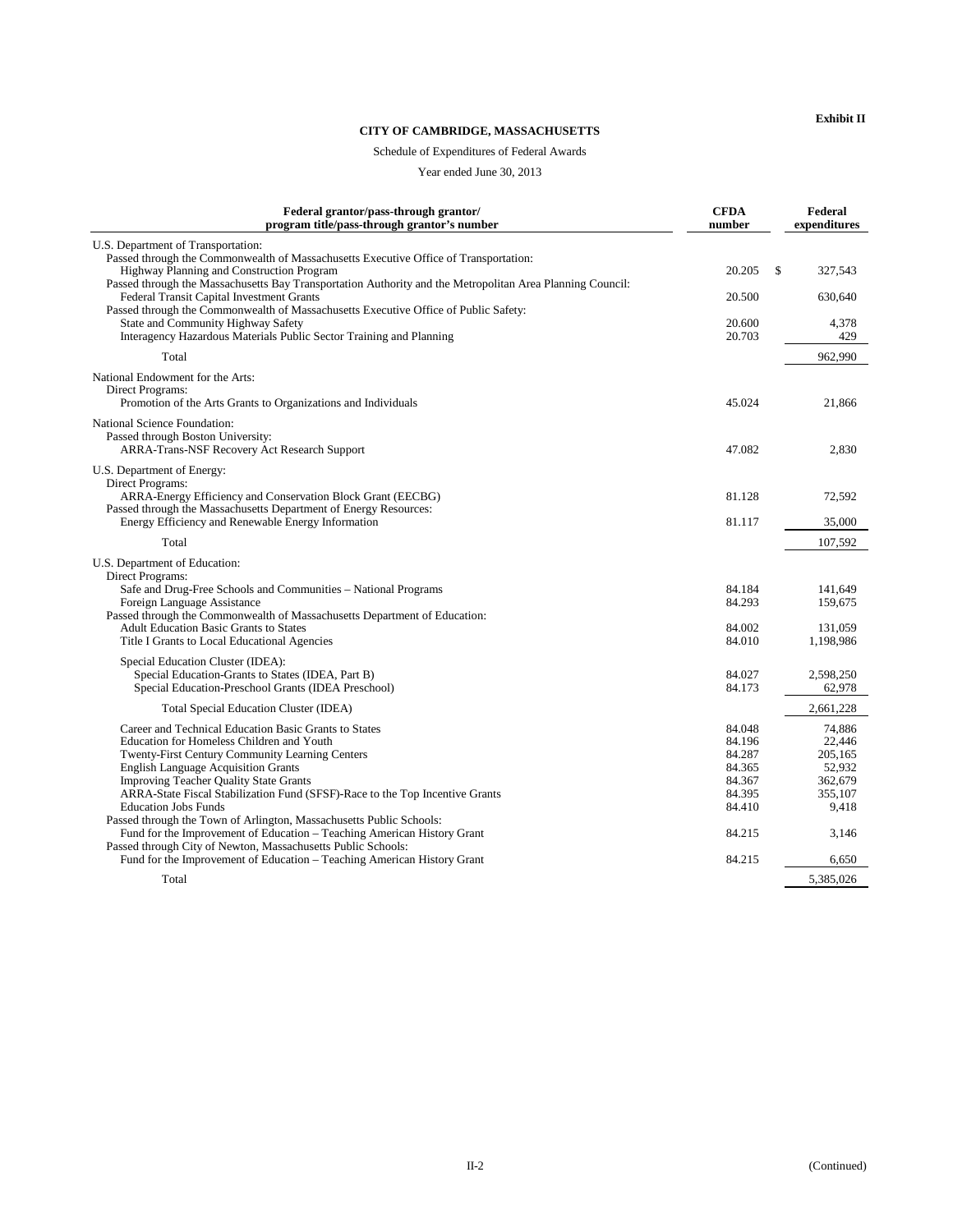Exhibit II

**CITY OF CAMBRIDGE, MASSACHUSETTS**

Schedule of Expenditures of Federal Awards

Year ended June 30, 2013

| Federal grantor/pass-through grantor/ program title/pass-through grantor's number | CFDA number | Federal expenditures |
|---|---|---|
| U.S. Department of Transportation: | | |
| Passed through the Commonwealth of Massachusetts Executive Office of Transportation: | | |
| Highway Planning and Construction Program | 20.205 | $ 327,543 |
| Passed through the Massachusetts Bay Transportation Authority and the Metropolitan Area Planning Council: | | |
| Federal Transit Capital Investment Grants | 20.500 | 630,640 |
| Passed through the Commonwealth of Massachusetts Executive Office of Public Safety: | | |
| State and Community Highway Safety | 20.600 | 4,378 |
| Interagency Hazardous Materials Public Sector Training and Planning | 20.703 | 429 |
| Total | | 962,990 |
| National Endowment for the Arts: | | |
| Direct Programs: | | |
| Promotion of the Arts Grants to Organizations and Individuals | 45.024 | 21,866 |
| National Science Foundation: | | |
| Passed through Boston University: | | |
| ARRA-Trans-NSF Recovery Act Research Support | 47.082 | 2,830 |
| U.S. Department of Energy: | | |
| Direct Programs: | | |
| ARRA-Energy Efficiency and Conservation Block Grant (EECBG) | 81.128 | 72,592 |
| Passed through the Massachusetts Department of Energy Resources: | | |
| Energy Efficiency and Renewable Energy Information | 81.117 | 35,000 |
| Total | | 107,592 |
| U.S. Department of Education: | | |
| Direct Programs: | | |
| Safe and Drug-Free Schools and Communities – National Programs | 84.184 | 141,649 |
| Foreign Language Assistance | 84.293 | 159,675 |
| Passed through the Commonwealth of Massachusetts Department of Education: | | |
| Adult Education Basic Grants to States | 84.002 | 131,059 |
| Title I Grants to Local Educational Agencies | 84.010 | 1,198,986 |
| Special Education Cluster (IDEA): | | |
| Special Education-Grants to States (IDEA, Part B) | 84.027 | 2,598,250 |
| Special Education-Preschool Grants (IDEA Preschool) | 84.173 | 62,978 |
| Total Special Education Cluster (IDEA) | | 2,661,228 |
| Career and Technical Education Basic Grants to States | 84.048 | 74,886 |
| Education for Homeless Children and Youth | 84.196 | 22,446 |
| Twenty-First Century Community Learning Centers | 84.287 | 205,165 |
| English Language Acquisition Grants | 84.365 | 52,932 |
| Improving Teacher Quality State Grants | 84.367 | 362,679 |
| ARRA-State Fiscal Stabilization Fund (SFSF)-Race to the Top Incentive Grants | 84.395 | 355,107 |
| Education Jobs Funds | 84.410 | 9,418 |
| Passed through the Town of Arlington, Massachusetts Public Schools: | | |
| Fund for the Improvement of Education – Teaching American History Grant | 84.215 | 3,146 |
| Passed through City of Newton, Massachusetts Public Schools: | | |
| Fund for the Improvement of Education – Teaching American History Grant | 84.215 | 6,650 |
| Total | | 5,385,026 |

(Continued)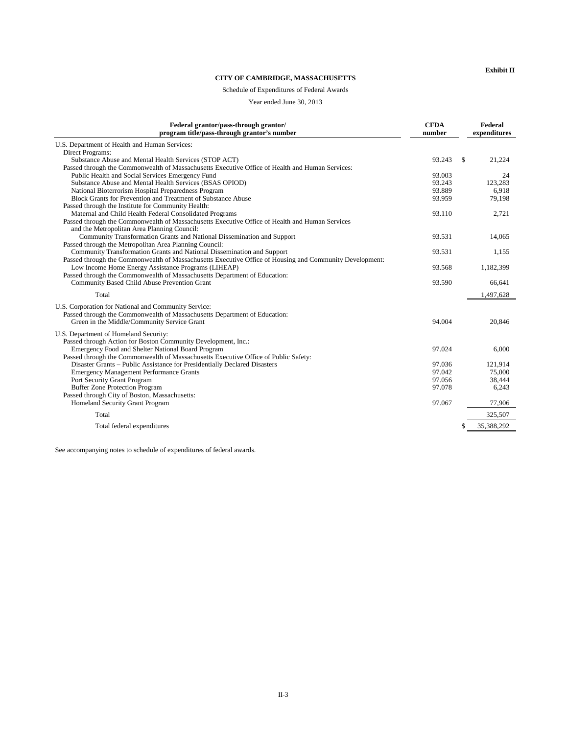Exhibit II

# CITY OF CAMBRIDGE, MASSACHUSETTS

Schedule of Expenditures of Federal Awards

Year ended June 30, 2013

| Federal grantor/pass-through grantor/ program title/pass-through grantor's number | CFDA number | Federal expenditures |
|---|---|---|
| U.S. Department of Health and Human Services: | | |
| Direct Programs: | | |
| Substance Abuse and Mental Health Services (STOP ACT) | 93.243 | $ 21,224 |
| Passed through the Commonwealth of Massachusetts Executive Office of Health and Human Services: | | |
| Public Health and Social Services Emergency Fund | 93.003 | 24 |
| Substance Abuse and Mental Health Services (BSAS OPIOD) | 93.243 | 123,283 |
| National Bioterrorism Hospital Preparedness Program | 93.889 | 6,918 |
| Block Grants for Prevention and Treatment of Substance Abuse | 93.959 | 79,198 |
| Passed through the Institute for Community Health: | | |
| Maternal and Child Health Federal Consolidated Programs | 93.110 | 2,721 |
| Passed through the Commonwealth of Massachusetts Executive Office of Health and Human Services and the Metropolitan Area Planning Council: | | |
| Community Transformation Grants and National Dissemination and Support | 93.531 | 14,065 |
| Passed through the Metropolitan Area Planning Council: | | |
| Community Transformation Grants and National Dissemination and Support | 93.531 | 1,155 |
| Passed through the Commonwealth of Massachusetts Executive Office of Housing and Community Development: | | |
| Low Income Home Energy Assistance Programs (LIHEAP) | 93.568 | 1,182,399 |
| Passed through the Commonwealth of Massachusetts Department of Education: | | |
| Community Based Child Abuse Prevention Grant | 93.590 | 66,641 |
| Total | | 1,497,628 |
| U.S. Corporation for National and Community Service: | | |
| Passed through the Commonwealth of Massachusetts Department of Education: | | |
| Green in the Middle/Community Service Grant | 94.004 | 20,846 |
| U.S. Department of Homeland Security: | | |
| Passed through Action for Boston Community Development, Inc.: | | |
| Emergency Food and Shelter National Board Program | 97.024 | 6,000 |
| Passed through the Commonwealth of Massachusetts Executive Office of Public Safety: | | |
| Disaster Grants – Public Assistance for Presidentially Declared Disasters | 97.036 | 121,914 |
| Emergency Management Performance Grants | 97.042 | 75,000 |
| Port Security Grant Program | 97.056 | 38,444 |
| Buffer Zone Protection Program | 97.078 | 6,243 |
| Passed through City of Boston, Massachusetts: | | |
| Homeland Security Grant Program | 97.067 | 77,906 |
| Total | | 325,507 |
| Total federal expenditures | | $ 35,388,292 |

See accompanying notes to schedule of expenditures of federal awards.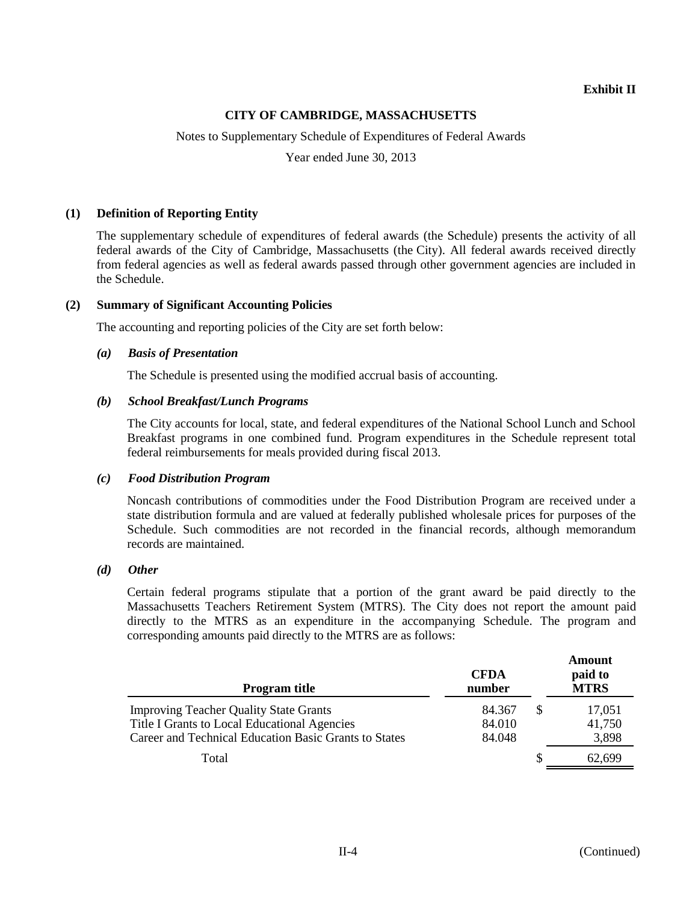**Exhibit II**

# CITY OF CAMBRIDGE, MASSACHUSETTS

Notes to Supplementary Schedule of Expenditures of Federal Awards

Year ended June 30, 2013

## (1) Definition of Reporting Entity

The supplementary schedule of expenditures of federal awards (the Schedule) presents the activity of all federal awards of the City of Cambridge, Massachusetts (the City). All federal awards received directly from federal agencies as well as federal awards passed through other government agencies are included in the Schedule.

## (2) Summary of Significant Accounting Policies

The accounting and reporting policies of the City are set forth below:

### *(a) Basis of Presentation*

The Schedule is presented using the modified accrual basis of accounting.

### *(b) School Breakfast/Lunch Programs*

The City accounts for local, state, and federal expenditures of the National School Lunch and School Breakfast programs in one combined fund. Program expenditures in the Schedule represent total federal reimbursements for meals provided during fiscal 2013.

### *(c) Food Distribution Program*

Noncash contributions of commodities under the Food Distribution Program are received under a state distribution formula and are valued at federally published wholesale prices for purposes of the Schedule. Such commodities are not recorded in the financial records, although memorandum records are maintained.

### *(d) Other*

Certain federal programs stipulate that a portion of the grant award be paid directly to the Massachusetts Teachers Retirement System (MTRS). The City does not report the amount paid directly to the MTRS as an expenditure in the accompanying Schedule. The program and corresponding amounts paid directly to the MTRS are as follows:

| Program title | CFDA number | Amount paid to MTRS |
|---|---|---|
| Improving Teacher Quality State Grants | 84.367 | $ 17,051 |
| Title I Grants to Local Educational Agencies | 84.010 | 41,750 |
| Career and Technical Education Basic Grants to States | 84.048 | 3,898 |
| Total | | $ 62,699 |

(Continued)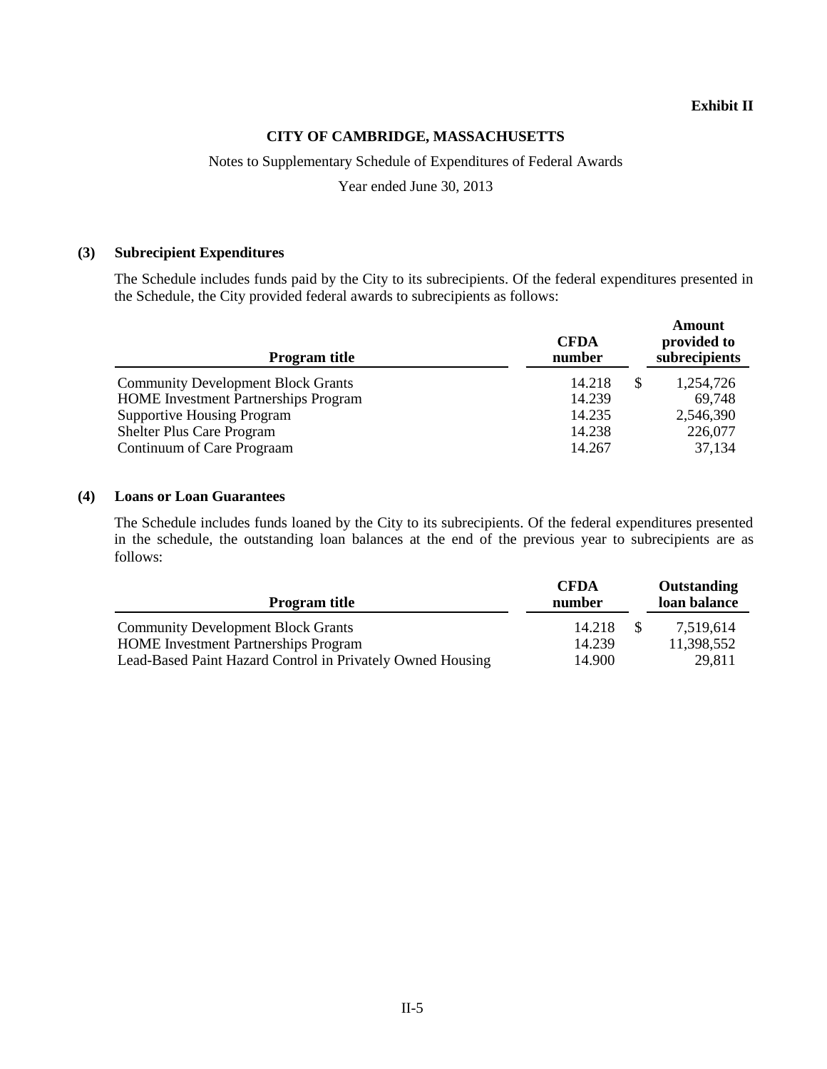**Exhibit II**

**CITY OF CAMBRIDGE, MASSACHUSETTS**

Notes to Supplementary Schedule of Expenditures of Federal Awards

Year ended June 30, 2013

**(3) Subrecipient Expenditures**

The Schedule includes funds paid by the City to its subrecipients. Of the federal expenditures presented in the Schedule, the City provided federal awards to subrecipients as follows:

| Program title | CFDA number | Amount provided to subrecipients |
|---|---|---|
| Community Development Block Grants | 14.218 | $ 1,254,726 |
| HOME Investment Partnerships Program | 14.239 | 69,748 |
| Supportive Housing Program | 14.235 | 2,546,390 |
| Shelter Plus Care Program | 14.238 | 226,077 |
| Continuum of Care Prograam | 14.267 | 37,134 |

**(4) Loans or Loan Guarantees**

The Schedule includes funds loaned by the City to its subrecipients. Of the federal expenditures presented in the schedule, the outstanding loan balances at the end of the previous year to subrecipients are as follows:

| Program title | CFDA number | Outstanding loan balance |
|---|---|---|
| Community Development Block Grants | 14.218 | $ 7,519,614 |
| HOME Investment Partnerships Program | 14.239 | 11,398,552 |
| Lead-Based Paint Hazard Control in Privately Owned Housing | 14.900 | 29,811 |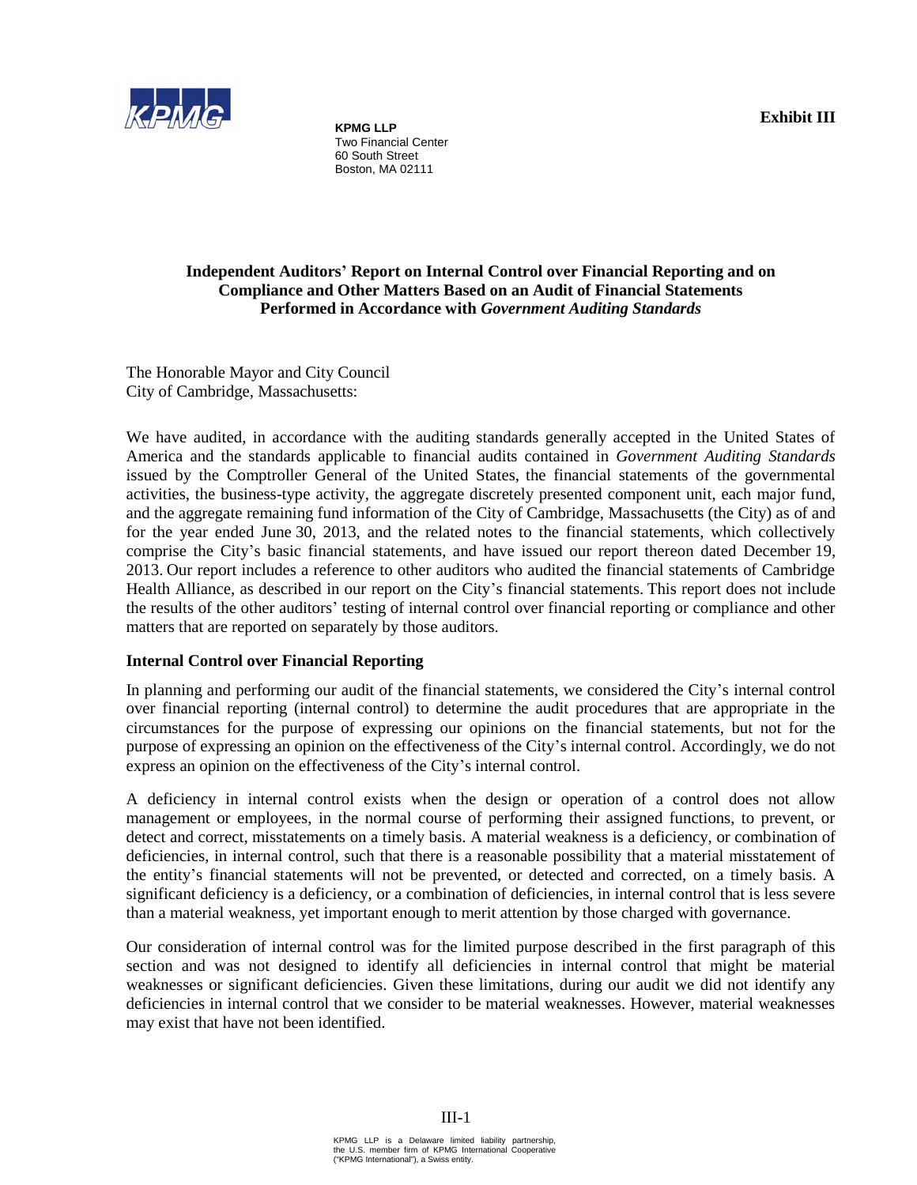**Exhibit III**

**KPMG LLP**
Two Financial Center
60 South Street
Boston, MA 02111

## Independent Auditors' Report on Internal Control over Financial Reporting and on Compliance and Other Matters Based on an Audit of Financial Statements Performed in Accordance with *Government Auditing Standards*

The Honorable Mayor and City Council
City of Cambridge, Massachusetts:

We have audited, in accordance with the auditing standards generally accepted in the United States of America and the standards applicable to financial audits contained in *Government Auditing Standards* issued by the Comptroller General of the United States, the financial statements of the governmental activities, the business-type activity, the aggregate discretely presented component unit, each major fund, and the aggregate remaining fund information of the City of Cambridge, Massachusetts (the City) as of and for the year ended June 30, 2013, and the related notes to the financial statements, which collectively comprise the City's basic financial statements, and have issued our report thereon dated December 19, 2013. Our report includes a reference to other auditors who audited the financial statements of Cambridge Health Alliance, as described in our report on the City's financial statements. This report does not include the results of the other auditors' testing of internal control over financial reporting or compliance and other matters that are reported on separately by those auditors.

### Internal Control over Financial Reporting

In planning and performing our audit of the financial statements, we considered the City's internal control over financial reporting (internal control) to determine the audit procedures that are appropriate in the circumstances for the purpose of expressing our opinions on the financial statements, but not for the purpose of expressing an opinion on the effectiveness of the City's internal control. Accordingly, we do not express an opinion on the effectiveness of the City's internal control.

A deficiency in internal control exists when the design or operation of a control does not allow management or employees, in the normal course of performing their assigned functions, to prevent, or detect and correct, misstatements on a timely basis. A material weakness is a deficiency, or combination of deficiencies, in internal control, such that there is a reasonable possibility that a material misstatement of the entity's financial statements will not be prevented, or detected and corrected, on a timely basis. A significant deficiency is a deficiency, or a combination of deficiencies, in internal control that is less severe than a material weakness, yet important enough to merit attention by those charged with governance.

Our consideration of internal control was for the limited purpose described in the first paragraph of this section and was not designed to identify all deficiencies in internal control that might be material weaknesses or significant deficiencies. Given these limitations, during our audit we did not identify any deficiencies in internal control that we consider to be material weaknesses. However, material weaknesses may exist that have not been identified.

KPMG LLP is a Delaware limited liability partnership, the U.S. member firm of KPMG International Cooperative ("KPMG International"), a Swiss entity.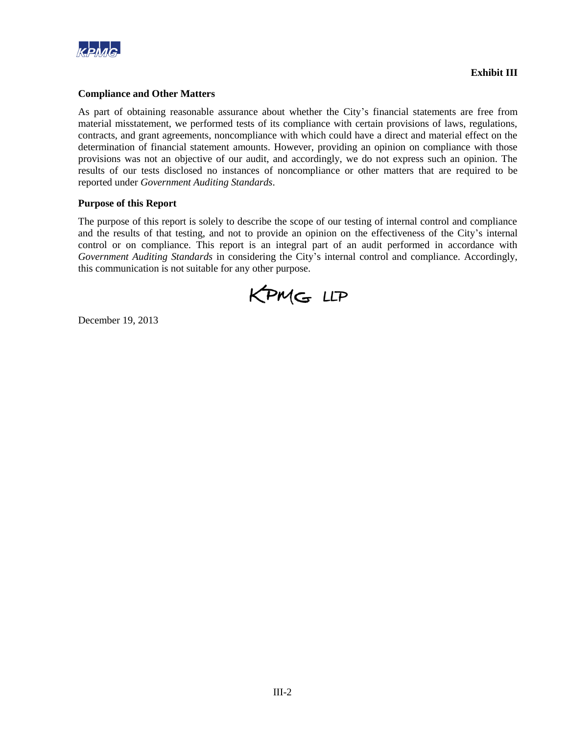**Exhibit III**

### Compliance and Other Matters

As part of obtaining reasonable assurance about whether the City's financial statements are free from material misstatement, we performed tests of its compliance with certain provisions of laws, regulations, contracts, and grant agreements, noncompliance with which could have a direct and material effect on the determination of financial statement amounts. However, providing an opinion on compliance with those provisions was not an objective of our audit, and accordingly, we do not express such an opinion. The results of our tests disclosed no instances of noncompliance or other matters that are required to be reported under *Government Auditing Standards*.

### Purpose of this Report

The purpose of this report is solely to describe the scope of our testing of internal control and compliance and the results of that testing, and not to provide an opinion on the effectiveness of the City's internal control or on compliance. This report is an integral part of an audit performed in accordance with *Government Auditing Standards* in considering the City's internal control and compliance. Accordingly, this communication is not suitable for any other purpose.

KPMG LLP

December 19, 2013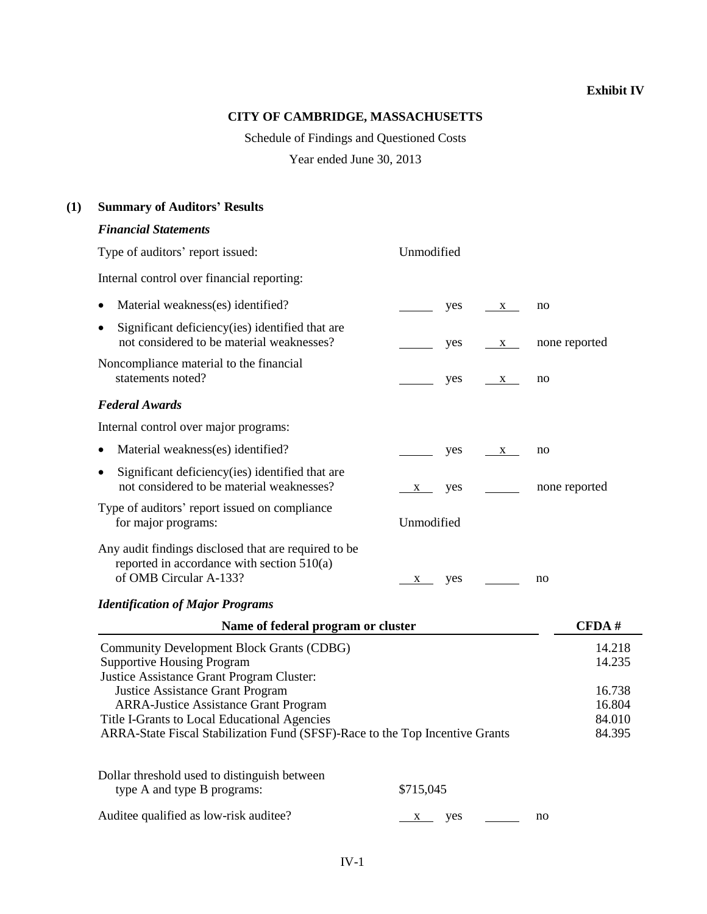**Exhibit IV**

**CITY OF CAMBRIDGE, MASSACHUSETTS**

Schedule of Findings and Questioned Costs

Year ended June 30, 2013

## (1) Summary of Auditors' Results

### *Financial Statements*

Type of auditors' report issued: Unmodified

Internal control over financial reporting:

| | | | | |
|---|---|---|---|---|
| • Material weakness(es) identified? | ____ | yes | x | no |
| • Significant deficiency(ies) identified that are not considered to be material weaknesses? | ____ | yes | x | none reported |
| Noncompliance material to the financial statements noted? | ____ | yes | x | no |

### *Federal Awards*

Internal control over major programs:

| | | | | |
|---|---|---|---|---|
| • Material weakness(es) identified? | ____ | yes | x | no |
| • Significant deficiency(ies) identified that are not considered to be material weaknesses? | x | yes | ____ | none reported |

Type of auditors' report issued on compliance for major programs: Unmodified

| | | | | |
|---|---|---|---|---|
| Any audit findings disclosed that are required to be reported in accordance with section 510(a) of OMB Circular A-133? | x | yes | ____ | no |

### *Identification of Major Programs*

| Name of federal program or cluster | CFDA # |
|---|---|
| Community Development Block Grants (CDBG) | 14.218 |
| Supportive Housing Program | 14.235 |
| Justice Assistance Grant Program Cluster: | |
| Justice Assistance Grant Program | 16.738 |
| ARRA-Justice Assistance Grant Program | 16.804 |
| Title I-Grants to Local Educational Agencies | 84.010 |
| ARRA-State Fiscal Stabilization Fund (SFSF)-Race to the Top Incentive Grants | 84.395 |

Dollar threshold used to distinguish between type A and type B programs: $715,045

| | | | | |
|---|---|---|---|---|
| Auditee qualified as low-risk auditee? | x | yes | ____ | no |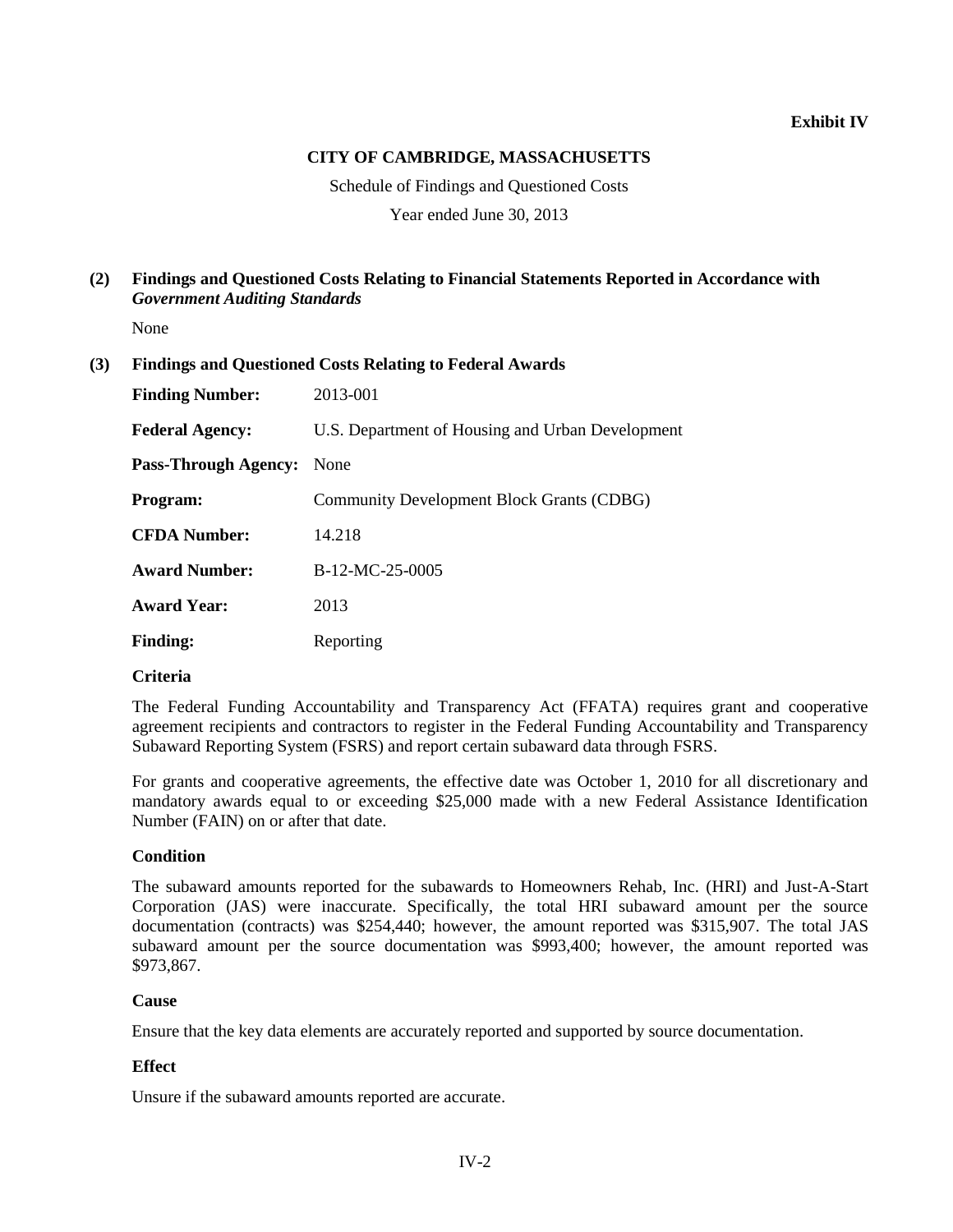**Exhibit IV**

**CITY OF CAMBRIDGE, MASSACHUSETTS**

Schedule of Findings and Questioned Costs

Year ended June 30, 2013

## (2) Findings and Questioned Costs Relating to Financial Statements Reported in Accordance with *Government Auditing Standards*

None

## (3) Findings and Questioned Costs Relating to Federal Awards

| | |
|---|---|
| **Finding Number:** | 2013-001 |
| **Federal Agency:** | U.S. Department of Housing and Urban Development |
| **Pass-Through Agency:** | None |
| **Program:** | Community Development Block Grants (CDBG) |
| **CFDA Number:** | 14.218 |
| **Award Number:** | B-12-MC-25-0005 |
| **Award Year:** | 2013 |
| **Finding:** | Reporting |

### Criteria

The Federal Funding Accountability and Transparency Act (FFATA) requires grant and cooperative agreement recipients and contractors to register in the Federal Funding Accountability and Transparency Subaward Reporting System (FSRS) and report certain subaward data through FSRS.

For grants and cooperative agreements, the effective date was October 1, 2010 for all discretionary and mandatory awards equal to or exceeding $25,000 made with a new Federal Assistance Identification Number (FAIN) on or after that date.

### Condition

The subaward amounts reported for the subawards to Homeowners Rehab, Inc. (HRI) and Just-A-Start Corporation (JAS) were inaccurate. Specifically, the total HRI subaward amount per the source documentation (contracts) was $254,440; however, the amount reported was $315,907. The total JAS subaward amount per the source documentation was $993,400; however, the amount reported was $973,867.

### Cause

Ensure that the key data elements are accurately reported and supported by source documentation.

### Effect

Unsure if the subaward amounts reported are accurate.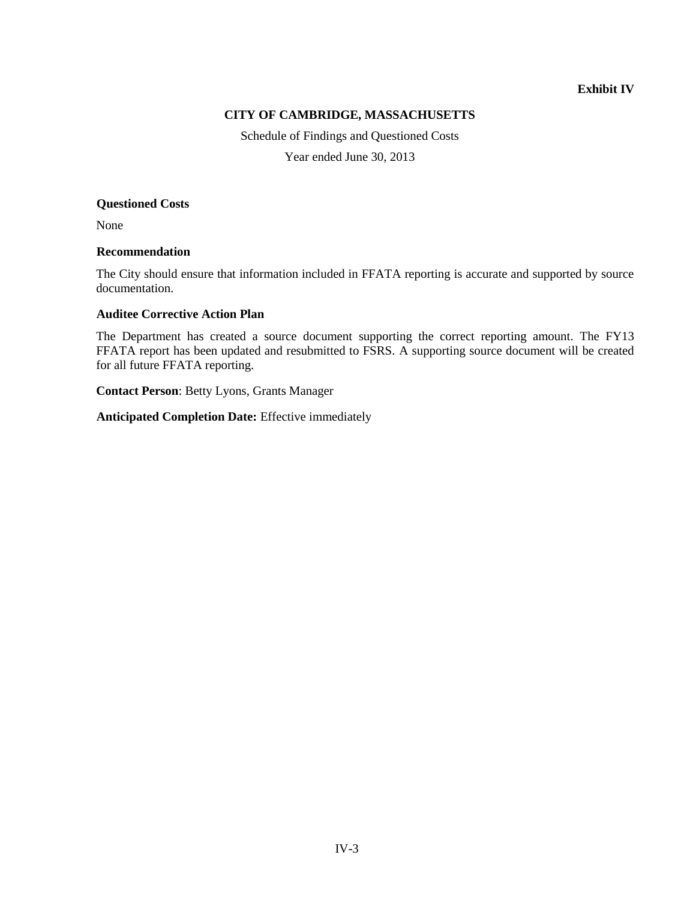**Exhibit IV**

**CITY OF CAMBRIDGE, MASSACHUSETTS**

Schedule of Findings and Questioned Costs

Year ended June 30, 2013

**Questioned Costs**

None

**Recommendation**

The City should ensure that information included in FFATA reporting is accurate and supported by source documentation.

**Auditee Corrective Action Plan**

The Department has created a source document supporting the correct reporting amount. The FY13 FFATA report has been updated and resubmitted to FSRS. A supporting source document will be created for all future FFATA reporting.

**Contact Person**: Betty Lyons, Grants Manager

**Anticipated Completion Date:** Effective immediately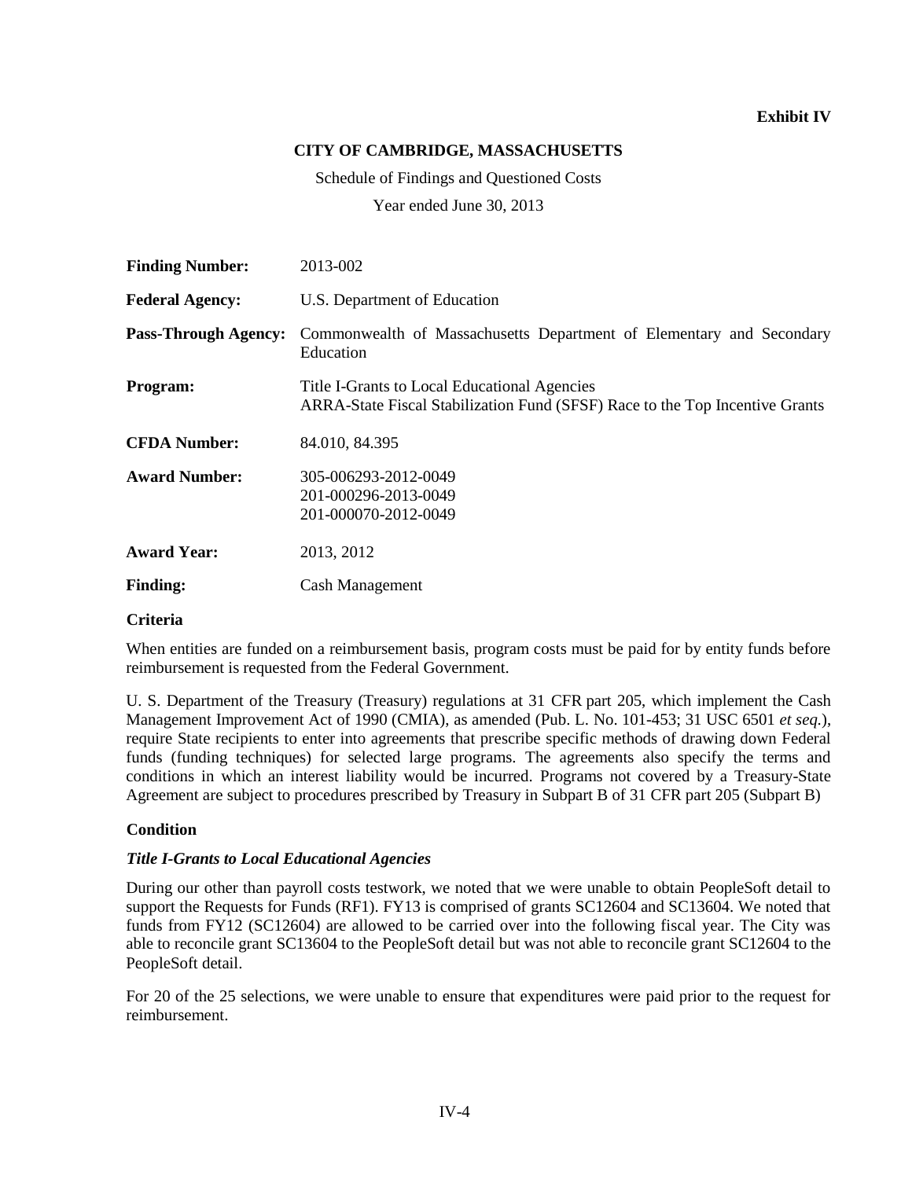**Exhibit IV**

**CITY OF CAMBRIDGE, MASSACHUSETTS**

Schedule of Findings and Questioned Costs

Year ended June 30, 2013

| | |
|---|---|
| **Finding Number:** | 2013-002 |
| **Federal Agency:** | U.S. Department of Education |
| **Pass-Through Agency:** | Commonwealth of Massachusetts Department of Elementary and Secondary Education |
| **Program:** | Title I-Grants to Local Educational Agencies<br>ARRA-State Fiscal Stabilization Fund (SFSF) Race to the Top Incentive Grants |
| **CFDA Number:** | 84.010, 84.395 |
| **Award Number:** | 305-006293-2012-0049<br>201-000296-2013-0049<br>201-000070-2012-0049 |
| **Award Year:** | 2013, 2012 |
| **Finding:** | Cash Management |

**Criteria**

When entities are funded on a reimbursement basis, program costs must be paid for by entity funds before reimbursement is requested from the Federal Government.

U. S. Department of the Treasury (Treasury) regulations at 31 CFR part 205, which implement the Cash Management Improvement Act of 1990 (CMIA), as amended (Pub. L. No. 101-453; 31 USC 6501 *et seq.*), require State recipients to enter into agreements that prescribe specific methods of drawing down Federal funds (funding techniques) for selected large programs. The agreements also specify the terms and conditions in which an interest liability would be incurred. Programs not covered by a Treasury-State Agreement are subject to procedures prescribed by Treasury in Subpart B of 31 CFR part 205 (Subpart B)

**Condition**

***Title I-Grants to Local Educational Agencies***

During our other than payroll costs testwork, we noted that we were unable to obtain PeopleSoft detail to support the Requests for Funds (RF1). FY13 is comprised of grants SC12604 and SC13604. We noted that funds from FY12 (SC12604) are allowed to be carried over into the following fiscal year. The City was able to reconcile grant SC13604 to the PeopleSoft detail but was not able to reconcile grant SC12604 to the PeopleSoft detail.

For 20 of the 25 selections, we were unable to ensure that expenditures were paid prior to the request for reimbursement.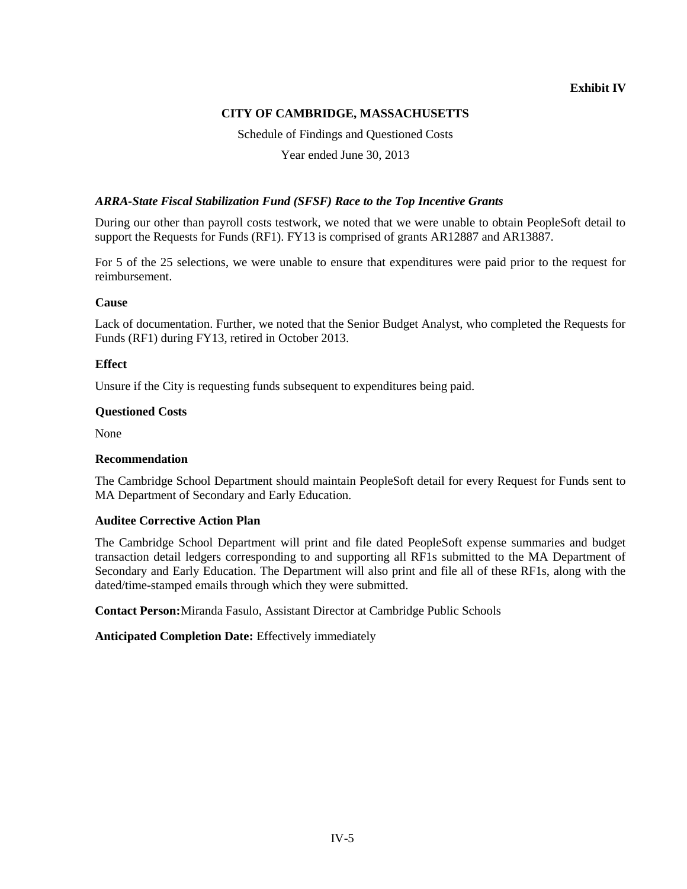**Exhibit IV**

**CITY OF CAMBRIDGE, MASSACHUSETTS**

Schedule of Findings and Questioned Costs

Year ended June 30, 2013

***ARRA-State Fiscal Stabilization Fund (SFSF) Race to the Top Incentive Grants***

During our other than payroll costs testwork, we noted that we were unable to obtain PeopleSoft detail to support the Requests for Funds (RF1). FY13 is comprised of grants AR12887 and AR13887.

For 5 of the 25 selections, we were unable to ensure that expenditures were paid prior to the request for reimbursement.

**Cause**

Lack of documentation. Further, we noted that the Senior Budget Analyst, who completed the Requests for Funds (RF1) during FY13, retired in October 2013.

**Effect**

Unsure if the City is requesting funds subsequent to expenditures being paid.

**Questioned Costs**

None

**Recommendation**

The Cambridge School Department should maintain PeopleSoft detail for every Request for Funds sent to MA Department of Secondary and Early Education.

**Auditee Corrective Action Plan**

The Cambridge School Department will print and file dated PeopleSoft expense summaries and budget transaction detail ledgers corresponding to and supporting all RF1s submitted to the MA Department of Secondary and Early Education. The Department will also print and file all of these RF1s, along with the dated/time-stamped emails through which they were submitted.

**Contact Person:** Miranda Fasulo, Assistant Director at Cambridge Public Schools

**Anticipated Completion Date:** Effectively immediately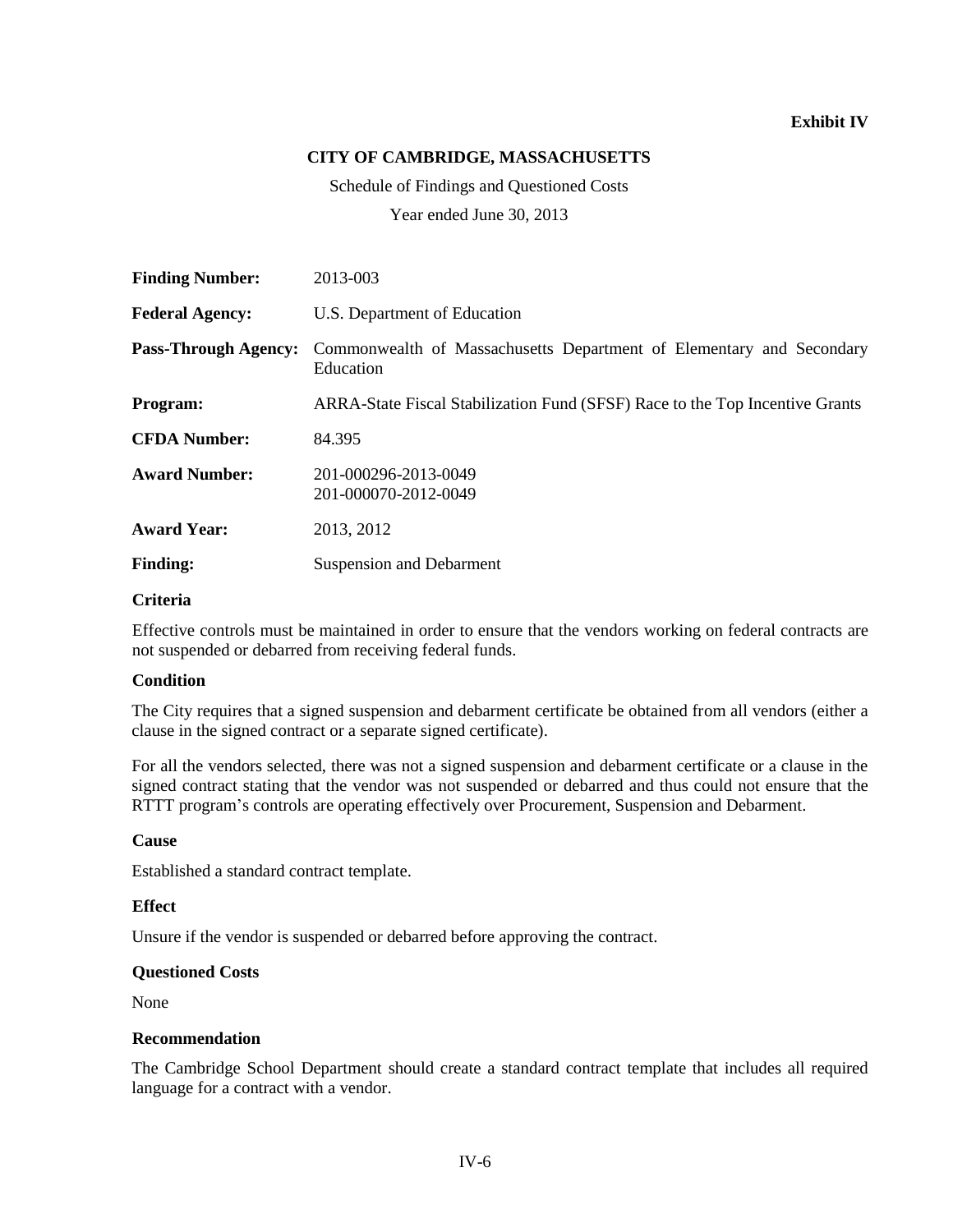**Exhibit IV**

**CITY OF CAMBRIDGE, MASSACHUSETTS**

Schedule of Findings and Questioned Costs

Year ended June 30, 2013

**Finding Number:** 2013-003

**Federal Agency:** U.S. Department of Education

**Pass-Through Agency:** Commonwealth of Massachusetts Department of Elementary and Secondary Education

**Program:** ARRA-State Fiscal Stabilization Fund (SFSF) Race to the Top Incentive Grants

**CFDA Number:** 84.395

**Award Number:** 201-000296-2013-0049
201-000070-2012-0049

**Award Year:** 2013, 2012

**Finding:** Suspension and Debarment

### Criteria

Effective controls must be maintained in order to ensure that the vendors working on federal contracts are not suspended or debarred from receiving federal funds.

### Condition

The City requires that a signed suspension and debarment certificate be obtained from all vendors (either a clause in the signed contract or a separate signed certificate).

For all the vendors selected, there was not a signed suspension and debarment certificate or a clause in the signed contract stating that the vendor was not suspended or debarred and thus could not ensure that the RTTT program's controls are operating effectively over Procurement, Suspension and Debarment.

### Cause

Established a standard contract template.

### Effect

Unsure if the vendor is suspended or debarred before approving the contract.

### Questioned Costs

None

### Recommendation

The Cambridge School Department should create a standard contract template that includes all required language for a contract with a vendor.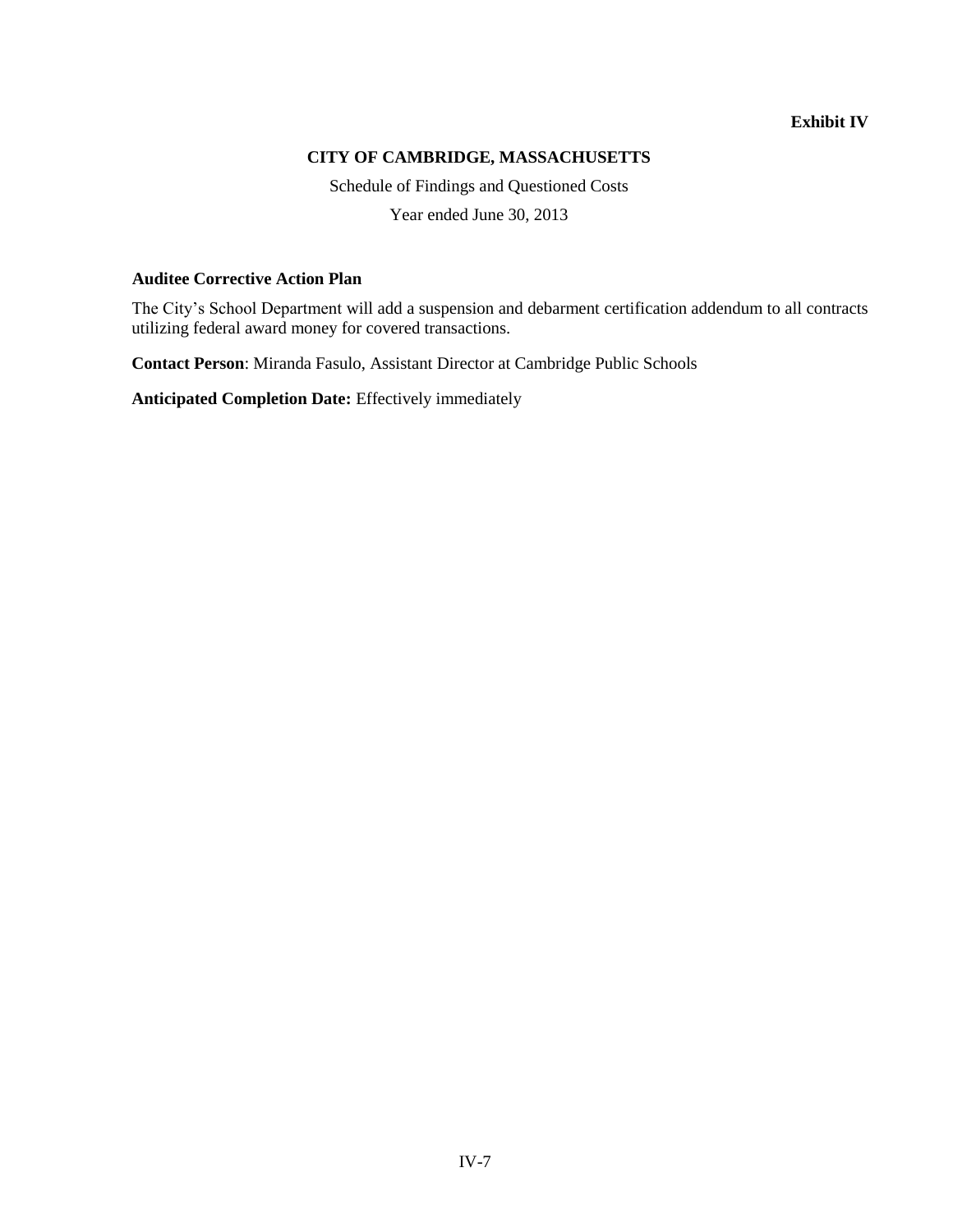**Exhibit IV**

**CITY OF CAMBRIDGE, MASSACHUSETTS**

Schedule of Findings and Questioned Costs

Year ended June 30, 2013

**Auditee Corrective Action Plan**

The City's School Department will add a suspension and debarment certification addendum to all contracts utilizing federal award money for covered transactions.

**Contact Person**: Miranda Fasulo, Assistant Director at Cambridge Public Schools

**Anticipated Completion Date:** Effectively immediately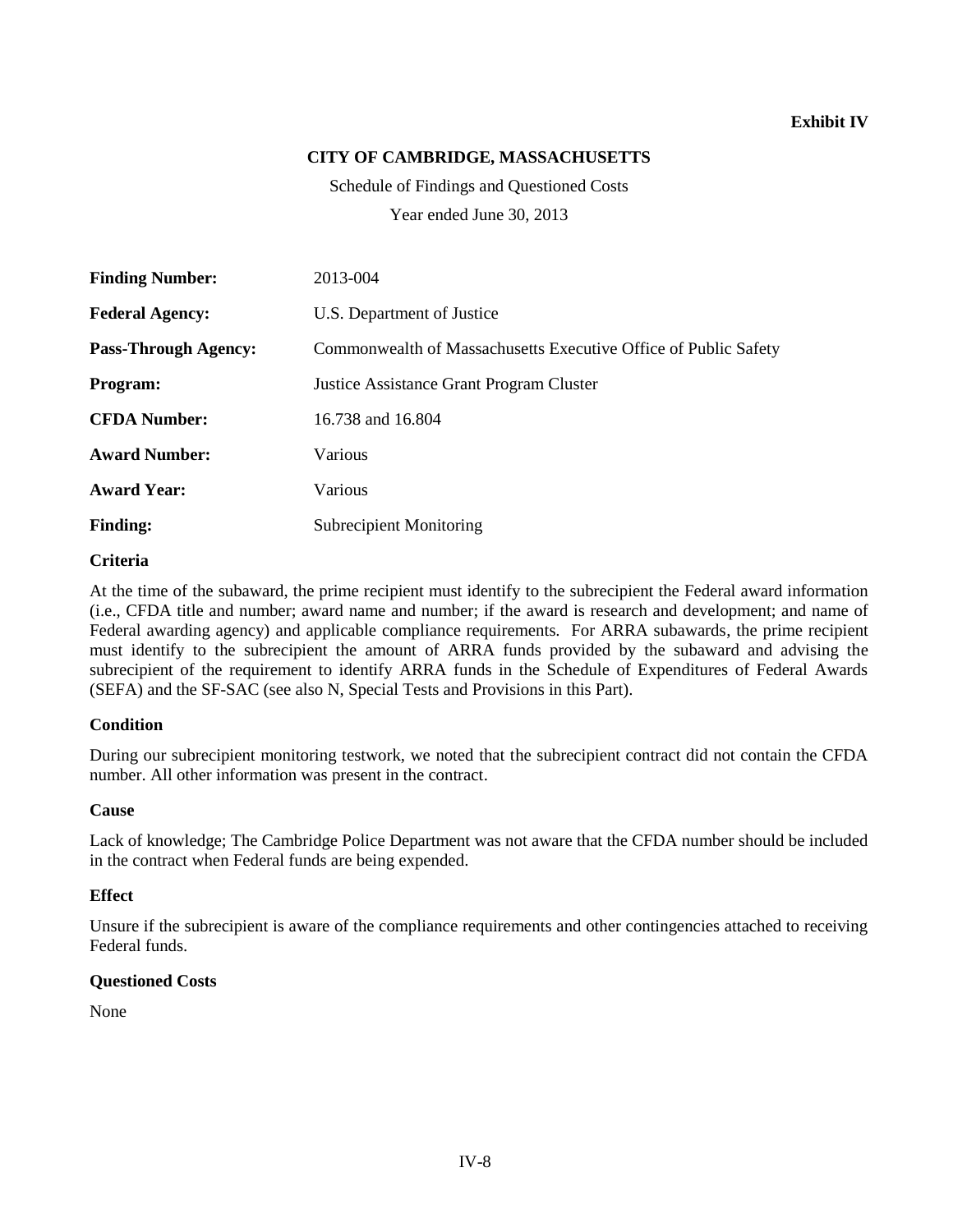**Exhibit IV**

**CITY OF CAMBRIDGE, MASSACHUSETTS**

Schedule of Findings and Questioned Costs

Year ended June 30, 2013

| | |
|---|---|
| **Finding Number:** | 2013-004 |
| **Federal Agency:** | U.S. Department of Justice |
| **Pass-Through Agency:** | Commonwealth of Massachusetts Executive Office of Public Safety |
| **Program:** | Justice Assistance Grant Program Cluster |
| **CFDA Number:** | 16.738 and 16.804 |
| **Award Number:** | Various |
| **Award Year:** | Various |
| **Finding:** | Subrecipient Monitoring |

**Criteria**

At the time of the subaward, the prime recipient must identify to the subrecipient the Federal award information (i.e., CFDA title and number; award name and number; if the award is research and development; and name of Federal awarding agency) and applicable compliance requirements. For ARRA subawards, the prime recipient must identify to the subrecipient the amount of ARRA funds provided by the subaward and advising the subrecipient of the requirement to identify ARRA funds in the Schedule of Expenditures of Federal Awards (SEFA) and the SF-SAC (see also N, Special Tests and Provisions in this Part).

**Condition**

During our subrecipient monitoring testwork, we noted that the subrecipient contract did not contain the CFDA number. All other information was present in the contract.

**Cause**

Lack of knowledge; The Cambridge Police Department was not aware that the CFDA number should be included in the contract when Federal funds are being expended.

**Effect**

Unsure if the subrecipient is aware of the compliance requirements and other contingencies attached to receiving Federal funds.

**Questioned Costs**

None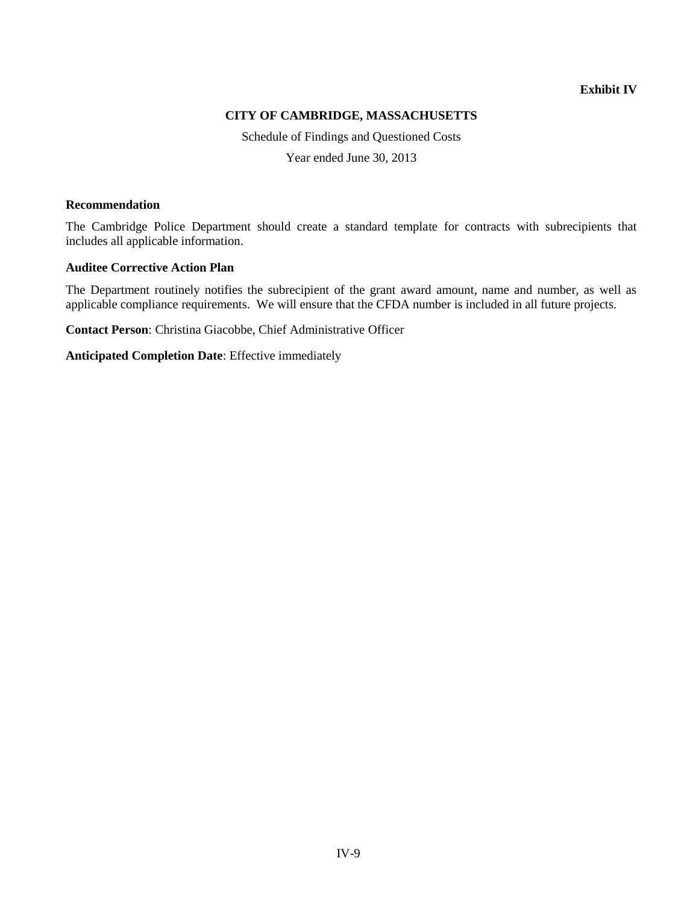**Exhibit IV**

**CITY OF CAMBRIDGE, MASSACHUSETTS**

Schedule of Findings and Questioned Costs

Year ended June 30, 2013

**Recommendation**

The Cambridge Police Department should create a standard template for contracts with subrecipients that includes all applicable information.

**Auditee Corrective Action Plan**

The Department routinely notifies the subrecipient of the grant award amount, name and number, as well as applicable compliance requirements. We will ensure that the CFDA number is included in all future projects.

**Contact Person**: Christina Giacobbe, Chief Administrative Officer

**Anticipated Completion Date**: Effective immediately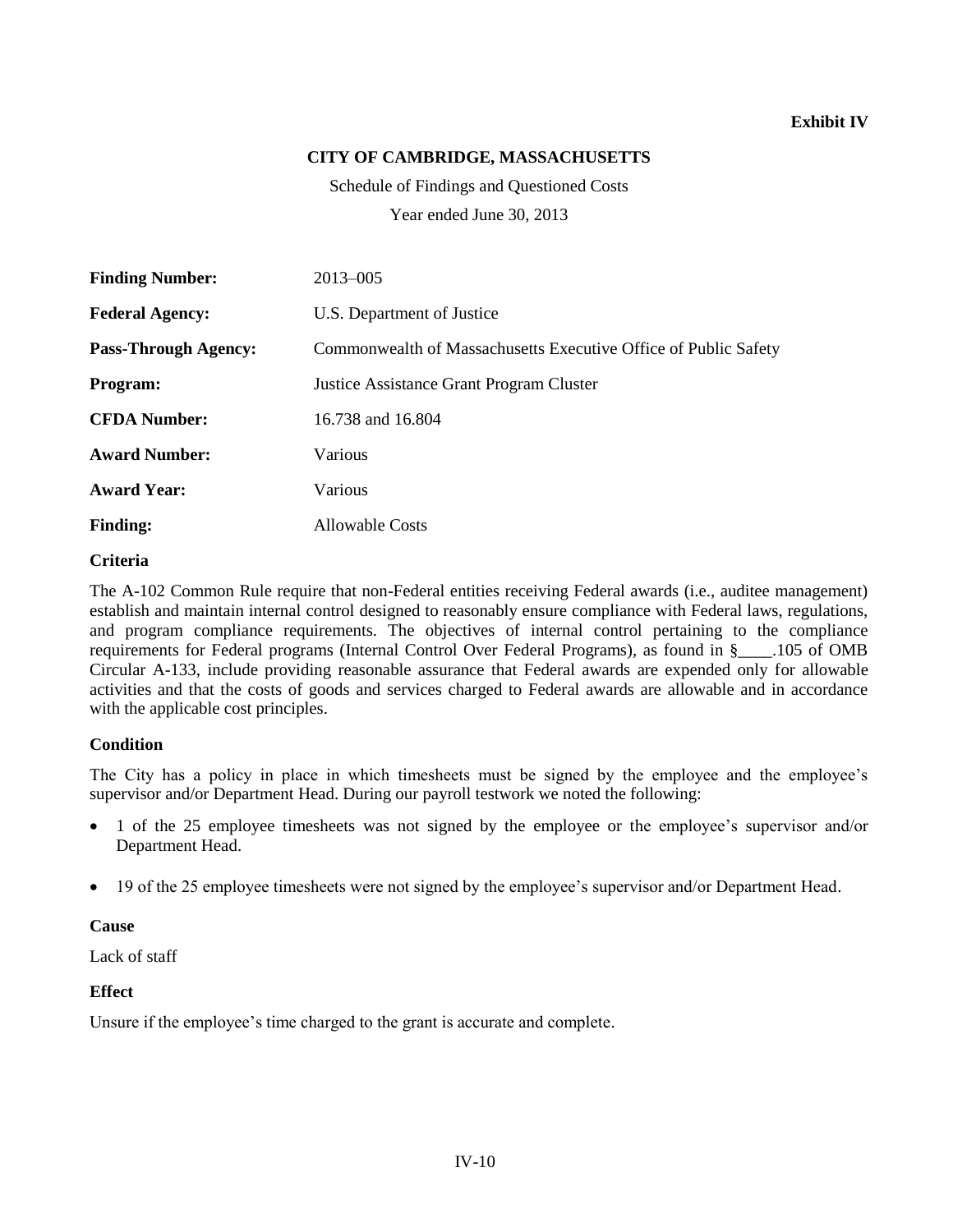**Exhibit IV**

**CITY OF CAMBRIDGE, MASSACHUSETTS**

Schedule of Findings and Questioned Costs

Year ended June 30, 2013

| | |
|---|---|
| **Finding Number:** | 2013–005 |
| **Federal Agency:** | U.S. Department of Justice |
| **Pass-Through Agency:** | Commonwealth of Massachusetts Executive Office of Public Safety |
| **Program:** | Justice Assistance Grant Program Cluster |
| **CFDA Number:** | 16.738 and 16.804 |
| **Award Number:** | Various |
| **Award Year:** | Various |
| **Finding:** | Allowable Costs |

**Criteria**

The A-102 Common Rule require that non-Federal entities receiving Federal awards (i.e., auditee management) establish and maintain internal control designed to reasonably ensure compliance with Federal laws, regulations, and program compliance requirements. The objectives of internal control pertaining to the compliance requirements for Federal programs (Internal Control Over Federal Programs), as found in §____.105 of OMB Circular A-133, include providing reasonable assurance that Federal awards are expended only for allowable activities and that the costs of goods and services charged to Federal awards are allowable and in accordance with the applicable cost principles.

**Condition**

The City has a policy in place in which timesheets must be signed by the employee and the employee's supervisor and/or Department Head. During our payroll testwork we noted the following:

- 1 of the 25 employee timesheets was not signed by the employee or the employee's supervisor and/or Department Head.
- 19 of the 25 employee timesheets were not signed by the employee's supervisor and/or Department Head.

**Cause**

Lack of staff

**Effect**

Unsure if the employee's time charged to the grant is accurate and complete.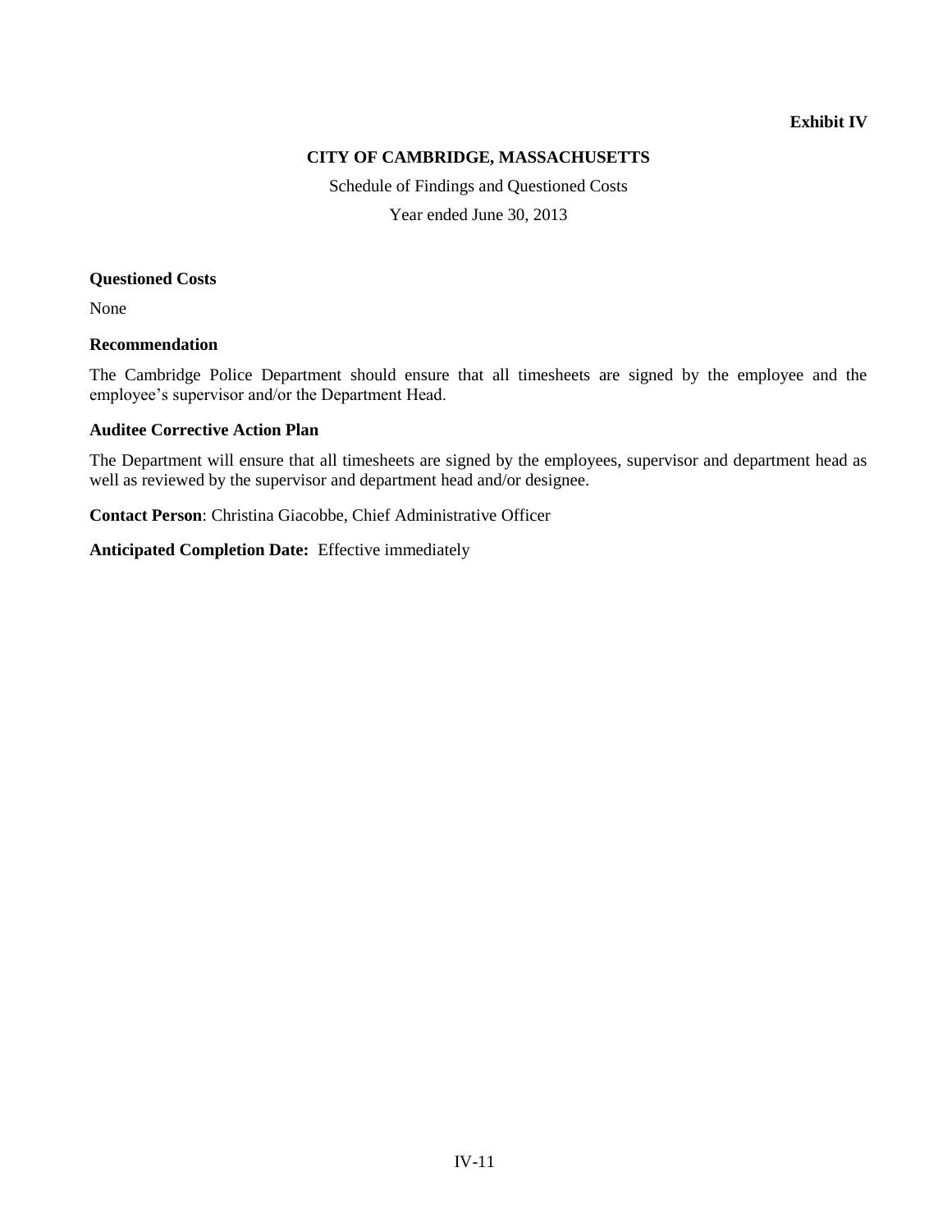**Exhibit IV**

**CITY OF CAMBRIDGE, MASSACHUSETTS**

Schedule of Findings and Questioned Costs

Year ended June 30, 2013

**Questioned Costs**

None

**Recommendation**

The Cambridge Police Department should ensure that all timesheets are signed by the employee and the employee's supervisor and/or the Department Head.

**Auditee Corrective Action Plan**

The Department will ensure that all timesheets are signed by the employees, supervisor and department head as well as reviewed by the supervisor and department head and/or designee.

**Contact Person**: Christina Giacobbe, Chief Administrative Officer

**Anticipated Completion Date:** Effective immediately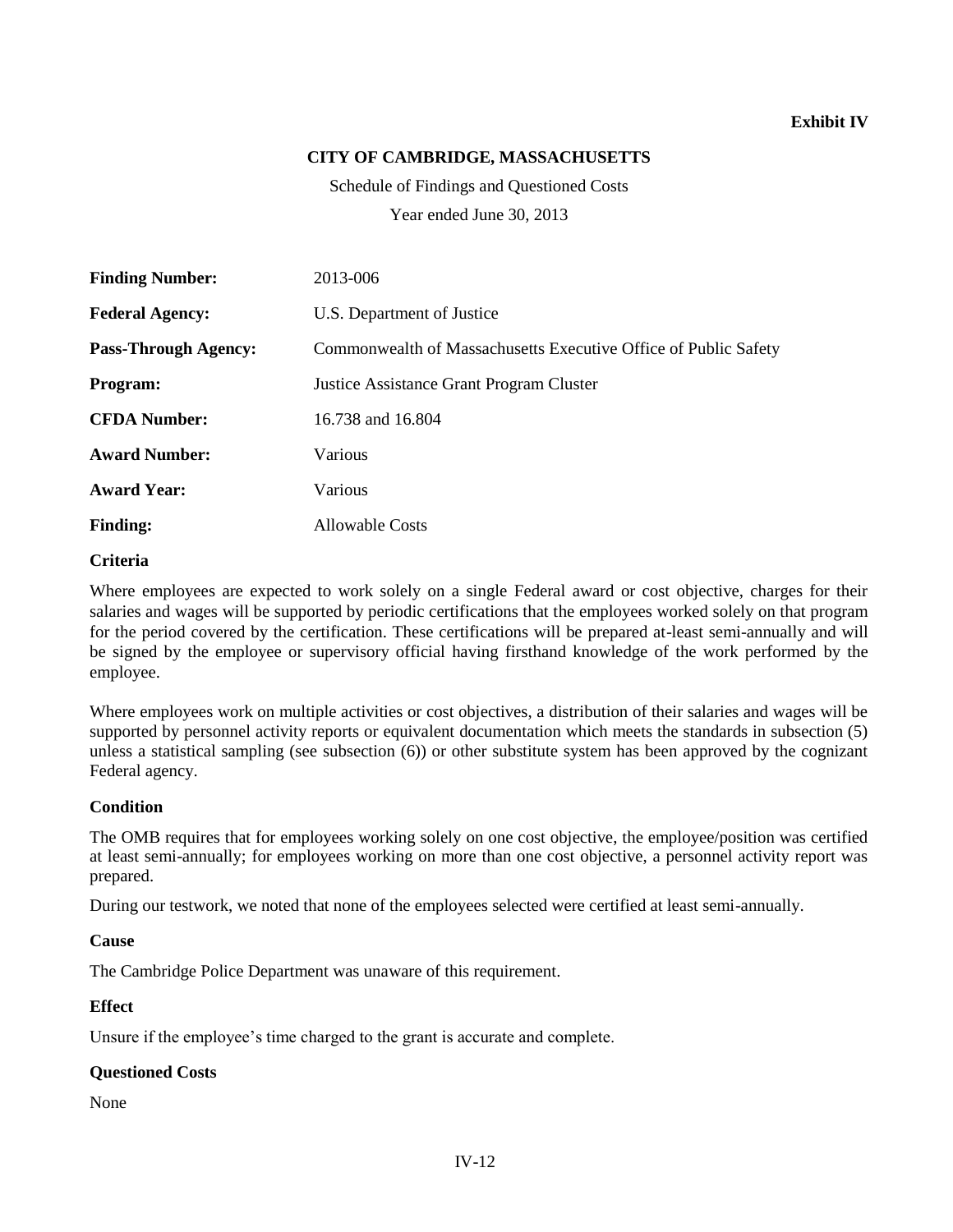**Exhibit IV**

**CITY OF CAMBRIDGE, MASSACHUSETTS**

Schedule of Findings and Questioned Costs

Year ended June 30, 2013

| | |
|---|---|
| **Finding Number:** | 2013-006 |
| **Federal Agency:** | U.S. Department of Justice |
| **Pass-Through Agency:** | Commonwealth of Massachusetts Executive Office of Public Safety |
| **Program:** | Justice Assistance Grant Program Cluster |
| **CFDA Number:** | 16.738 and 16.804 |
| **Award Number:** | Various |
| **Award Year:** | Various |
| **Finding:** | Allowable Costs |

**Criteria**

Where employees are expected to work solely on a single Federal award or cost objective, charges for their salaries and wages will be supported by periodic certifications that the employees worked solely on that program for the period covered by the certification. These certifications will be prepared at-least semi-annually and will be signed by the employee or supervisory official having firsthand knowledge of the work performed by the employee.

Where employees work on multiple activities or cost objectives, a distribution of their salaries and wages will be supported by personnel activity reports or equivalent documentation which meets the standards in subsection (5) unless a statistical sampling (see subsection (6)) or other substitute system has been approved by the cognizant Federal agency.

**Condition**

The OMB requires that for employees working solely on one cost objective, the employee/position was certified at least semi-annually; for employees working on more than one cost objective, a personnel activity report was prepared.

During our testwork, we noted that none of the employees selected were certified at least semi-annually.

**Cause**

The Cambridge Police Department was unaware of this requirement.

**Effect**

Unsure if the employee's time charged to the grant is accurate and complete.

**Questioned Costs**

None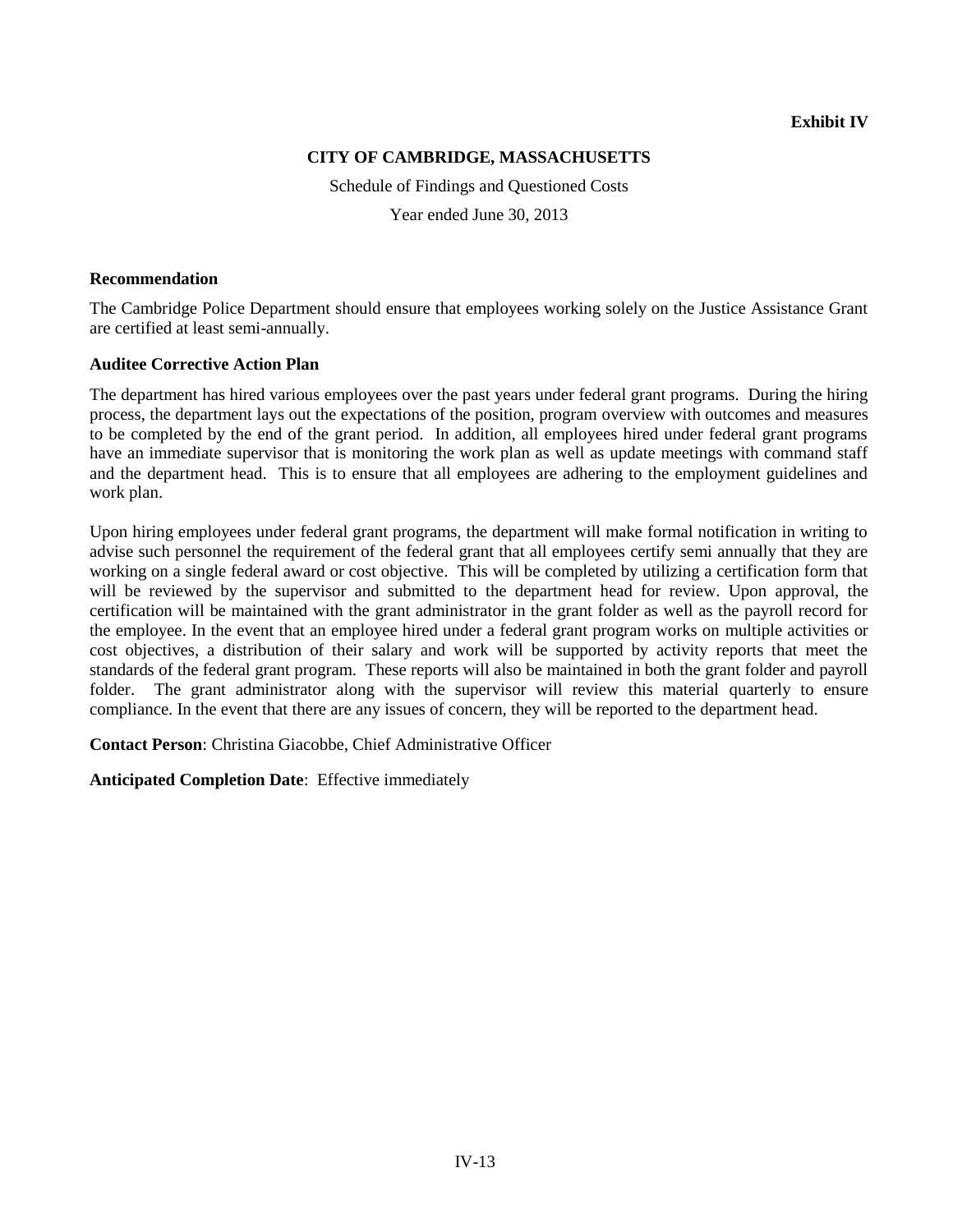Exhibit IV

**CITY OF CAMBRIDGE, MASSACHUSETTS**

Schedule of Findings and Questioned Costs

Year ended June 30, 2013

**Recommendation**

The Cambridge Police Department should ensure that employees working solely on the Justice Assistance Grant are certified at least semi-annually.

**Auditee Corrective Action Plan**

The department has hired various employees over the past years under federal grant programs. During the hiring process, the department lays out the expectations of the position, program overview with outcomes and measures to be completed by the end of the grant period. In addition, all employees hired under federal grant programs have an immediate supervisor that is monitoring the work plan as well as update meetings with command staff and the department head. This is to ensure that all employees are adhering to the employment guidelines and work plan.

Upon hiring employees under federal grant programs, the department will make formal notification in writing to advise such personnel the requirement of the federal grant that all employees certify semi annually that they are working on a single federal award or cost objective. This will be completed by utilizing a certification form that will be reviewed by the supervisor and submitted to the department head for review. Upon approval, the certification will be maintained with the grant administrator in the grant folder as well as the payroll record for the employee. In the event that an employee hired under a federal grant program works on multiple activities or cost objectives, a distribution of their salary and work will be supported by activity reports that meet the standards of the federal grant program. These reports will also be maintained in both the grant folder and payroll folder. The grant administrator along with the supervisor will review this material quarterly to ensure compliance. In the event that there are any issues of concern, they will be reported to the department head.

**Contact Person**: Christina Giacobbe, Chief Administrative Officer

**Anticipated Completion Date**: Effective immediately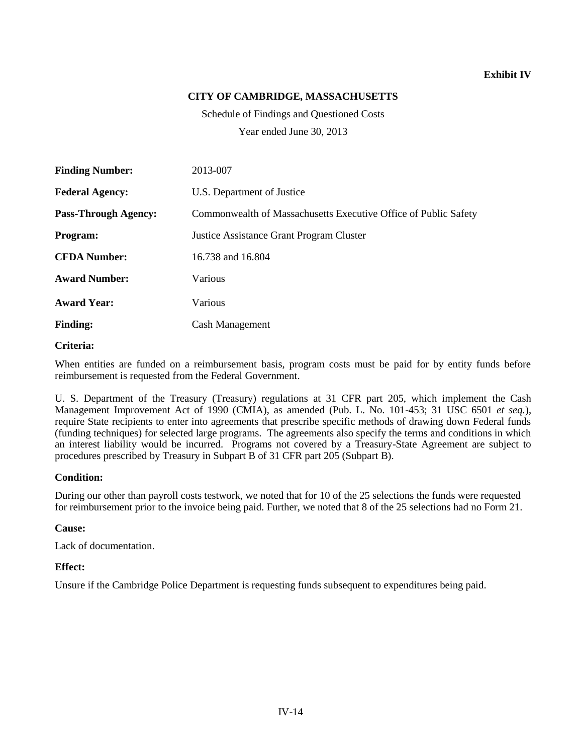**Exhibit IV**

**CITY OF CAMBRIDGE, MASSACHUSETTS**

Schedule of Findings and Questioned Costs

Year ended June 30, 2013

| | |
|---|---|
| **Finding Number:** | 2013-007 |
| **Federal Agency:** | U.S. Department of Justice |
| **Pass-Through Agency:** | Commonwealth of Massachusetts Executive Office of Public Safety |
| **Program:** | Justice Assistance Grant Program Cluster |
| **CFDA Number:** | 16.738 and 16.804 |
| **Award Number:** | Various |
| **Award Year:** | Various |
| **Finding:** | Cash Management |

**Criteria:**

When entities are funded on a reimbursement basis, program costs must be paid for by entity funds before reimbursement is requested from the Federal Government.

U. S. Department of the Treasury (Treasury) regulations at 31 CFR part 205, which implement the Cash Management Improvement Act of 1990 (CMIA), as amended (Pub. L. No. 101-453; 31 USC 6501 *et seq.*), require State recipients to enter into agreements that prescribe specific methods of drawing down Federal funds (funding techniques) for selected large programs. The agreements also specify the terms and conditions in which an interest liability would be incurred. Programs not covered by a Treasury-State Agreement are subject to procedures prescribed by Treasury in Subpart B of 31 CFR part 205 (Subpart B).

**Condition:**

During our other than payroll costs testwork, we noted that for 10 of the 25 selections the funds were requested for reimbursement prior to the invoice being paid. Further, we noted that 8 of the 25 selections had no Form 21.

**Cause:**

Lack of documentation.

**Effect:**

Unsure if the Cambridge Police Department is requesting funds subsequent to expenditures being paid.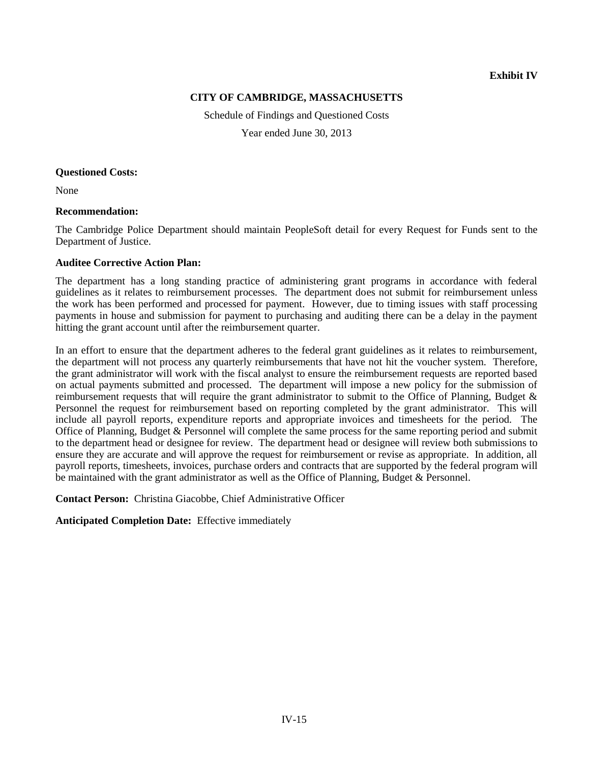Exhibit IV

**CITY OF CAMBRIDGE, MASSACHUSETTS**

Schedule of Findings and Questioned Costs

Year ended June 30, 2013

**Questioned Costs:**

None

**Recommendation:**

The Cambridge Police Department should maintain PeopleSoft detail for every Request for Funds sent to the Department of Justice.

**Auditee Corrective Action Plan:**

The department has a long standing practice of administering grant programs in accordance with federal guidelines as it relates to reimbursement processes. The department does not submit for reimbursement unless the work has been performed and processed for payment. However, due to timing issues with staff processing payments in house and submission for payment to purchasing and auditing there can be a delay in the payment hitting the grant account until after the reimbursement quarter.

In an effort to ensure that the department adheres to the federal grant guidelines as it relates to reimbursement, the department will not process any quarterly reimbursements that have not hit the voucher system. Therefore, the grant administrator will work with the fiscal analyst to ensure the reimbursement requests are reported based on actual payments submitted and processed. The department will impose a new policy for the submission of reimbursement requests that will require the grant administrator to submit to the Office of Planning, Budget & Personnel the request for reimbursement based on reporting completed by the grant administrator. This will include all payroll reports, expenditure reports and appropriate invoices and timesheets for the period. The Office of Planning, Budget & Personnel will complete the same process for the same reporting period and submit to the department head or designee for review. The department head or designee will review both submissions to ensure they are accurate and will approve the request for reimbursement or revise as appropriate. In addition, all payroll reports, timesheets, invoices, purchase orders and contracts that are supported by the federal program will be maintained with the grant administrator as well as the Office of Planning, Budget & Personnel.

**Contact Person:** Christina Giacobbe, Chief Administrative Officer

**Anticipated Completion Date:** Effective immediately